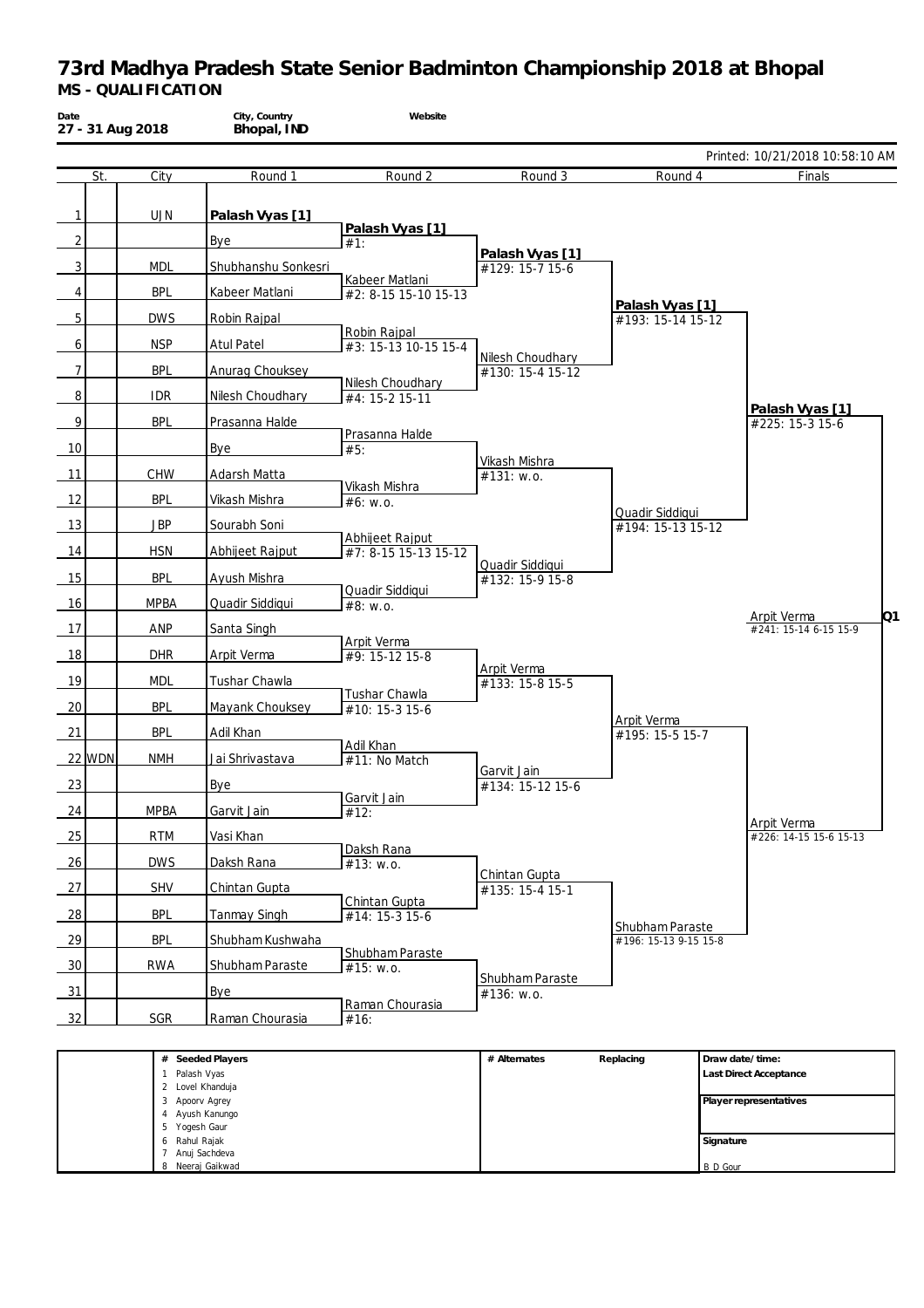# 73rd Madhya Pradesh State Senior Badminton Championship 2018 at Bhopal

## MS - QUALIFICATION

| Date | City, Country | Website |
|---|---|---|
| 27 - 31 Aug 2018 | Bhopal, IND | |

Printed: 10/21/2018 10:58:10 AM

| # | St. | City | Round 1 | Round 2 | Round 3 | Round 4 | Finals |
|---|---|---|---|---|---|---|---|
| 1 | | UJN | **Palash Vyas [1]** | | | | |
| | | | | **Palash Vyas [1]** #1: | | | |
| 2 | | | Bye | | | | |
| | | | | | **Palash Vyas [1]** #129: 15-7 15-6 | | |
| 3 | | MDL | Shubhanshu Sonkesri | | | | |
| | | | | Kabeer Matlani #2: 8-15 15-10 15-13 | | | |
| 4 | | BPL | Kabeer Matlani | | | | |
| | | | | | | **Palash Vyas [1]** #193: 15-14 15-12 | |
| 5 | | DWS | Robin Rajpal | | | | |
| | | | | Robin Rajpal #3: 15-13 10-15 15-4 | | | |
| 6 | | NSP | Atul Patel | | | | |
| | | | | | Nilesh Choudhary #130: 15-4 15-12 | | |
| 7 | | BPL | Anurag Chouksey | | | | |
| | | | | Nilesh Choudhary #4: 15-2 15-11 | | | |
| 8 | | IDR | Nilesh Choudhary | | | | |
| | | | | | | | **Palash Vyas [1]** #225: 15-3 15-6 |
| 9 | | BPL | Prasanna Halde | | | | |
| | | | | Prasanna Halde #5: | | | |
| 10 | | | Bye | | | | |
| | | | | | Vikash Mishra #131: w.o. | | |
| 11 | | CHW | Adarsh Matta | | | | |
| | | | | Vikash Mishra #6: w.o. | | | |
| 12 | | BPL | Vikash Mishra | | | | |
| | | | | | | Quadir Siddiqui #194: 15-13 15-12 | |
| 13 | | JBP | Sourabh Soni | | | | |
| | | | | Abhijeet Rajput #7: 8-15 15-13 15-12 | | | |
| 14 | | HSN | Abhijeet Rajput | | | | |
| | | | | | Quadir Siddiqui #132: 15-9 15-8 | | |
| 15 | | BPL | Ayush Mishra | | | | |
| | | | | Quadir Siddiqui #8: w.o. | | | |
| 16 | | MPBA | Quadir Siddiqui | | | | |
| | | | | | | | Arpit Verma #241: 15-14 6-15 15-9 **Q1** |
| 17 | | ANP | Santa Singh | | | | |
| | | | | Arpit Verma #9: 15-12 15-8 | | | |
| 18 | | DHR | Arpit Verma | | | | |
| | | | | | Arpit Verma #133: 15-8 15-5 | | |
| 19 | | MDL | Tushar Chawla | | | | |
| | | | | Tushar Chawla #10: 15-3 15-6 | | | |
| 20 | | BPL | Mayank Chouksey | | | | |
| | | | | | | Arpit Verma #195: 15-5 15-7 | |
| 21 | | BPL | Adil Khan | | | | |
| | | | | Adil Khan #11: No Match | | | |
| 22 | WDN | NMH | Jai Shrivastava | | | | |
| | | | | | Garvit Jain #134: 15-12 15-6 | | |
| 23 | | | Bye | | | | |
| | | | | Garvit Jain #12: | | | |
| 24 | | MPBA | Garvit Jain | | | | |
| | | | | | | | Arpit Verma #226: 14-15 15-6 15-13 |
| 25 | | RTM | Vasi Khan | | | | |
| | | | | Daksh Rana #13: w.o. | | | |
| 26 | | DWS | Daksh Rana | | | | |
| | | | | | Chintan Gupta #135: 15-4 15-1 | | |
| 27 | | SHV | Chintan Gupta | | | | |
| | | | | Chintan Gupta #14: 15-3 15-6 | | | |
| 28 | | BPL | Tanmay Singh | | | | |
| | | | | | | Shubham Paraste #196: 15-13 9-15 15-8 | |
| 29 | | BPL | Shubham Kushwaha | | | | |
| | | | | Shubham Paraste #15: w.o. | | | |
| 30 | | RWA | Shubham Paraste | | | | |
| | | | | | Shubham Paraste #136: w.o. | | |
| 31 | | | Bye | | | | |
| | | | | Raman Chourasia #16: | | | |
| 32 | | SGR | Raman Chourasia | | | | |

| # | Seeded Players | # Alternates | Replacing | |
|---|---|---|---|---|
| 1 | Palash Vyas | | | Draw date/time: |
| 2 | Lovel Khanduja | | | Last Direct Acceptance |
| 3 | Apoorv Agrey | | | |
| 4 | Ayush Kanungo | | | Player representatives |
| 5 | Yogesh Gaur | | | |
| 6 | Rahul Rajak | | | Signature |
| 7 | Anuj Sachdeva | | | |
| 8 | Neeraj Gaikwad | | | B D Gour |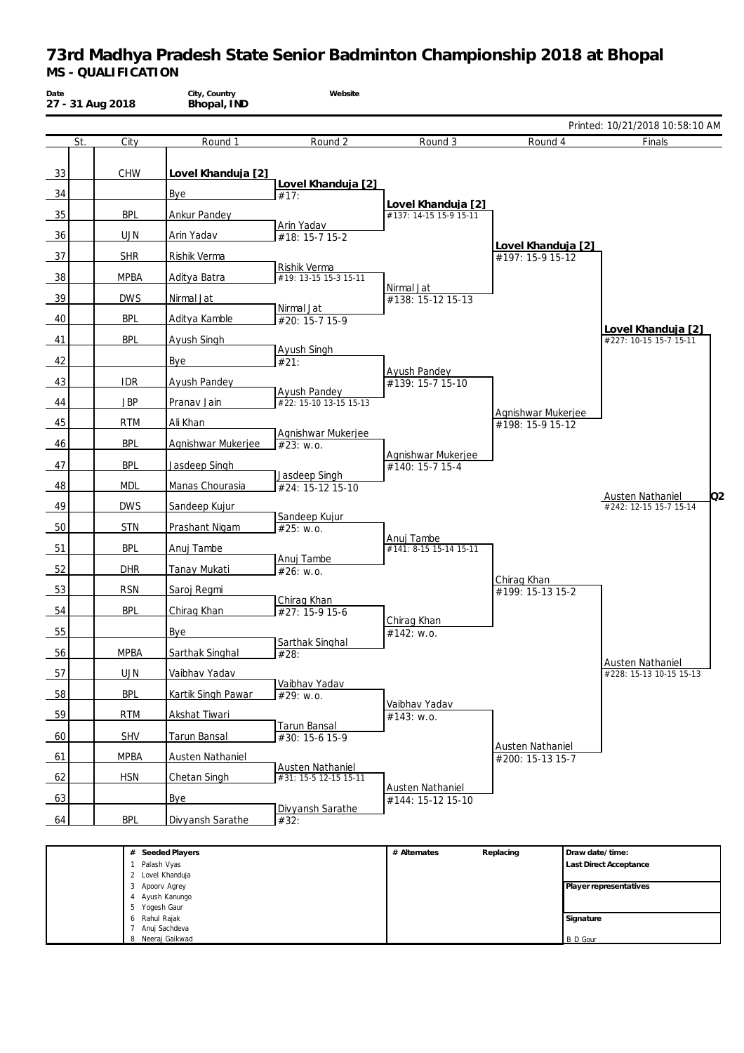# 73rd Madhya Pradesh State Senior Badminton Championship 2018 at Bhopal

**MS - QUALIFICATION**

| Date | City, Country | Website |
|---|---|---|
| 27 - 31 Aug 2018 | Bhopal, IND | |

Printed: 10/21/2018 10:58:10 AM

| # | St. | City | Round 1 | Round 2 | Round 3 | Round 4 | Finals |
|---|---|---|---|---|---|---|---|
| 33 | | CHW | **Lovel Khanduja [2]** | | | | |
| | | | | **Lovel Khanduja [2]** #17: | | | |
| 34 | | | Bye | | | | |
| | | | | | **Lovel Khanduja [2]** #137: 14-15 15-9 15-11 | | |
| 35 | | BPL | Ankur Pandey | | | | |
| | | | | Arin Yadav #18: 15-7 15-2 | | | |
| 36 | | UJN | Arin Yadav | | | | |
| | | | | | | **Lovel Khanduja [2]** #197: 15-9 15-12 | |
| 37 | | SHR | Rishik Verma | | | | |
| | | | | Rishik Verma #19: 13-15 15-3 15-11 | | | |
| 38 | | MPBA | Aditya Batra | | | | |
| | | | | | Nirmal Jat #138: 15-12 15-13 | | |
| 39 | | DWS | Nirmal Jat | | | | |
| | | | | Nirmal Jat #20: 15-7 15-9 | | | |
| 40 | | BPL | Aditya Kamble | | | | |
| | | | | | | | **Lovel Khanduja [2]** #227: 10-15 15-7 15-11 |
| 41 | | BPL | Ayush Singh | | | | |
| | | | | Ayush Singh #21: | | | |
| 42 | | | Bye | | | | |
| | | | | | Ayush Pandey #139: 15-7 15-10 | | |
| 43 | | IDR | Ayush Pandey | | | | |
| | | | | Ayush Pandey #22: 15-10 13-15 15-13 | | | |
| 44 | | JBP | Pranav Jain | | | | |
| | | | | | | Agnishwar Mukerjee #198: 15-9 15-12 | |
| 45 | | RTM | Ali Khan | | | | |
| | | | | Agnishwar Mukerjee #23: w.o. | | | |
| 46 | | BPL | Agnishwar Mukerjee | | | | |
| | | | | | Agnishwar Mukerjee #140: 15-7 15-4 | | |
| 47 | | BPL | Jasdeep Singh | | | | |
| | | | | Jasdeep Singh #24: 15-12 15-10 | | | |
| 48 | | MDL | Manas Chourasia | | | | |
| | | | | | | | Austen Nathaniel #242: 12-15 15-7 15-14 **Q2** |
| 49 | | DWS | Sandeep Kujur | | | | |
| | | | | Sandeep Kujur #25: w.o. | | | |
| 50 | | STN | Prashant Nigam | | | | |
| | | | | | Anuj Tambe #141: 8-15 15-14 15-11 | | |
| 51 | | BPL | Anuj Tambe | | | | |
| | | | | Anuj Tambe #26: w.o. | | | |
| 52 | | DHR | Tanay Mukati | | | | |
| | | | | | | Chirag Khan #199: 15-13 15-2 | |
| 53 | | RSN | Saroj Regmi | | | | |
| | | | | Chirag Khan #27: 15-9 15-6 | | | |
| 54 | | BPL | Chirag Khan | | | | |
| | | | | | Chirag Khan #142: w.o. | | |
| 55 | | | Bye | | | | |
| | | | | Sarthak Singhal #28: | | | |
| 56 | | MPBA | Sarthak Singhal | | | | |
| | | | | | | | Austen Nathaniel #228: 15-13 10-15 15-13 |
| 57 | | UJN | Vaibhav Yadav | | | | |
| | | | | Vaibhav Yadav #29: w.o. | | | |
| 58 | | BPL | Kartik Singh Pawar | | | | |
| | | | | | Vaibhav Yadav #143: w.o. | | |
| 59 | | RTM | Akshat Tiwari | | | | |
| | | | | Tarun Bansal #30: 15-6 15-9 | | | |
| 60 | | SHV | Tarun Bansal | | | | |
| | | | | | | Austen Nathaniel #200: 15-13 15-7 | |
| 61 | | MPBA | Austen Nathaniel | | | | |
| | | | | Austen Nathaniel #31: 15-5 12-15 15-11 | | | |
| 62 | | HSN | Chetan Singh | | | | |
| | | | | | Austen Nathaniel #144: 15-12 15-10 | | |
| 63 | | | Bye | | | | |
| | | | | Divyansh Sarathe #32: | | | |
| 64 | | BPL | Divyansh Sarathe | | | | |

| # | Seeded Players | # Alternates | Replacing | |
|---|---|---|---|---|
| 1 | Palash Vyas | | | Draw date/time: |
| 2 | Lovel Khanduja | | | Last Direct Acceptance |
| 3 | Apoorv Agrey | | | Player representatives |
| 4 | Ayush Kanungo | | | |
| 5 | Yogesh Gaur | | | |
| 6 | Rahul Rajak | | | Signature |
| 7 | Anuj Sachdeva | | | |
| 8 | Neeraj Gaikwad | | | B D Gour |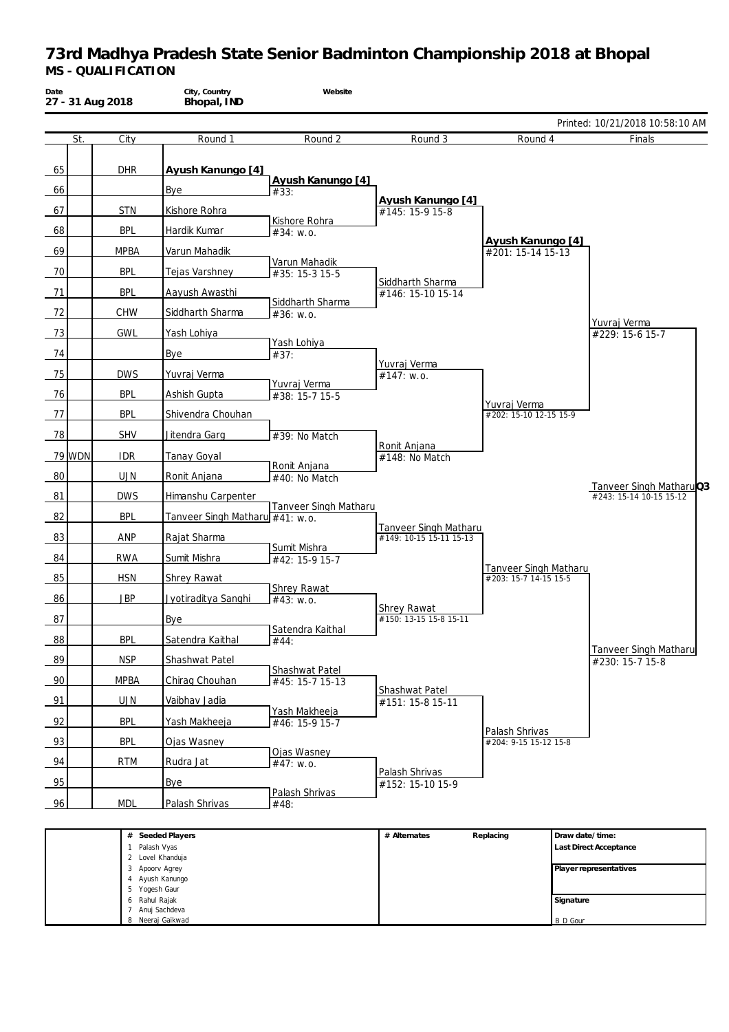# 73rd Madhya Pradesh State Senior Badminton Championship 2018 at Bhopal

**MS - QUALIFICATION**

| Date | City, Country | Website |
|---|---|---|
| 27 - 31 Aug 2018 | Bhopal, IND | |

Printed: 10/21/2018 10:58:10 AM

| # | St. | City | Round 1 | Round 2 | Round 3 | Round 4 | Finals |
|---|---|---|---|---|---|---|---|
| 65 | | DHR | **Ayush Kanungo [4]** | | | | |
| | | | | **Ayush Kanungo [4]** #33: | | | |
| 66 | | | Bye | | | | |
| | | | | | **Ayush Kanungo [4]** #145: 15-9 15-8 | | |
| 67 | | STN | Kishore Rohra | | | | |
| | | | | Kishore Rohra #34: w.o. | | | |
| 68 | | BPL | Hardik Kumar | | | | |
| | | | | | | **Ayush Kanungo [4]** #201: 15-14 15-13 | |
| 69 | | MPBA | Varun Mahadik | | | | |
| | | | | Varun Mahadik #35: 15-3 15-5 | | | |
| 70 | | BPL | Tejas Varshney | | | | |
| | | | | | Siddharth Sharma #146: 15-10 15-14 | | |
| 71 | | BPL | Aayush Awasthi | | | | |
| | | | | Siddharth Sharma #36: w.o. | | | |
| 72 | | CHW | Siddharth Sharma | | | | |
| | | | | | | | Yuvraj Verma #229: 15-6 15-7 |
| 73 | | GWL | Yash Lohiya | | | | |
| | | | | Yash Lohiya #37: | | | |
| 74 | | | Bye | | | | |
| | | | | | Yuvraj Verma #147: w.o. | | |
| 75 | | DWS | Yuvraj Verma | | | | |
| | | | | Yuvraj Verma #38: 15-7 15-5 | | | |
| 76 | | BPL | Ashish Gupta | | | | |
| | | | | | | Yuvraj Verma #202: 15-10 12-15 15-9 | |
| 77 | | BPL | Shivendra Chouhan | | | | |
| | | | | #39: No Match | | | |
| 78 | | SHV | Jitendra Garg | | | | |
| | | | | | Ronit Anjana #148: No Match | | |
| 79 | WDN | IDR | Tanay Goyal | | | | |
| | | | | Ronit Anjana #40: No Match | | | |
| 80 | | UJN | Ronit Anjana | | | | |
| | | | | | | | Tanveer Singh Matharu **Q3** #243: 15-14 10-15 15-12 |
| 81 | | DWS | Himanshu Carpenter | | | | |
| | | | | Tanveer Singh Matharu #41: w.o. | | | |
| 82 | | BPL | Tanveer Singh Matharu | | | | |
| | | | | | Tanveer Singh Matharu #149: 10-15 15-11 15-13 | | |
| 83 | | ANP | Rajat Sharma | | | | |
| | | | | Sumit Mishra #42: 15-9 15-7 | | | |
| 84 | | RWA | Sumit Mishra | | | | |
| | | | | | | Tanveer Singh Matharu #203: 15-7 14-15 15-5 | |
| 85 | | HSN | Shrey Rawat | | | | |
| | | | | Shrey Rawat #43: w.o. | | | |
| 86 | | JBP | Jyotiraditya Sanghi | | | | |
| | | | | | Shrey Rawat #150: 13-15 15-8 15-11 | | |
| 87 | | | Bye | | | | |
| | | | | Satendra Kaithal #44: | | | |
| 88 | | BPL | Satendra Kaithal | | | | |
| | | | | | | | Tanveer Singh Matharu #230: 15-7 15-8 |
| 89 | | NSP | Shashwat Patel | | | | |
| | | | | Shashwat Patel #45: 15-7 15-13 | | | |
| 90 | | MPBA | Chirag Chouhan | | | | |
| | | | | | Shashwat Patel #151: 15-8 15-11 | | |
| 91 | | UJN | Vaibhav Jadia | | | | |
| | | | | Yash Makheeja #46: 15-9 15-7 | | | |
| 92 | | BPL | Yash Makheeja | | | | |
| | | | | | | Palash Shrivas #204: 9-15 15-12 15-8 | |
| 93 | | BPL | Ojas Wasney | | | | |
| | | | | Ojas Wasney #47: w.o. | | | |
| 94 | | RTM | Rudra Jat | | | | |
| | | | | | Palash Shrivas #152: 15-10 15-9 | | |
| 95 | | | Bye | | | | |
| | | | | Palash Shrivas #48: | | | |
| 96 | | MDL | Palash Shrivas | | | | |

| # | Seeded Players | # Alternates | Replacing | |
|---|---|---|---|---|
| 1 | Palash Vyas | | | **Draw date/time:** |
| 2 | Lovel Khanduja | | | **Last Direct Acceptance** |
| 3 | Apoorv Agrey | | | |
| 4 | Ayush Kanungo | | | **Player representatives** |
| 5 | Yogesh Gaur | | | |
| 6 | Rahul Rajak | | | **Signature** |
| 7 | Anuj Sachdeva | | | |
| 8 | Neeraj Gaikwad | | | B D Gour |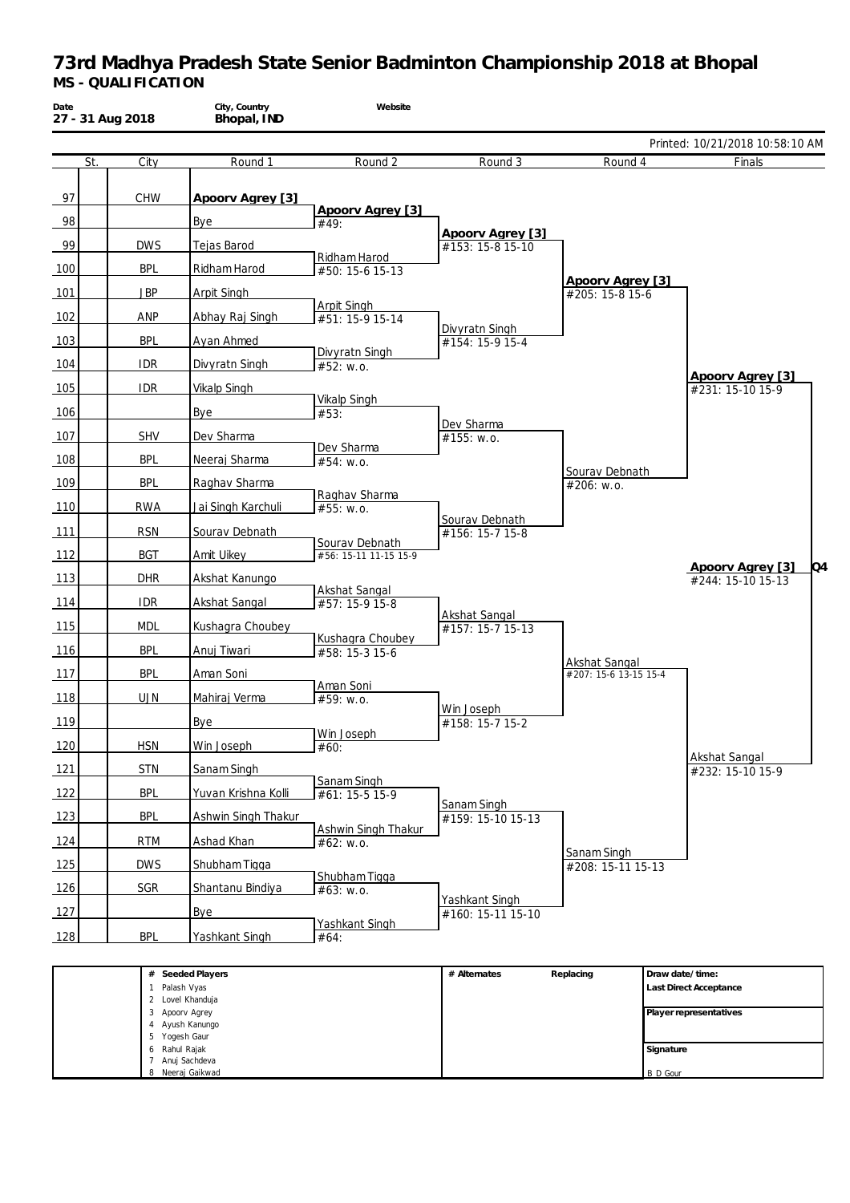# 73rd Madhya Pradesh State Senior Badminton Championship 2018 at Bhopal

**MS - QUALIFICATION**

| Date | City, Country | Website |
|---|---|---|
| 27 - 31 Aug 2018 | Bhopal, IND | |

Printed: 10/21/2018 10:58:10 AM

| | St. | City | Round 1 | Round 2 | Round 3 | Round 4 | Finals |
|---|---|---|---|---|---|---|---|
| 97 | | CHW | **Apoorv Agrey [3]** | | | | |
| | | | | **Apoorv Agrey [3]** #49: | | | |
| 98 | | | Bye | | | | |
| | | | | | **Apoorv Agrey [3]** #153: 15-8 15-10 | | |
| 99 | | DWS | Tejas Barod | | | | |
| | | | | Ridham Harod #50: 15-6 15-13 | | | |
| 100 | | BPL | Ridham Harod | | | | |
| | | | | | | **Apoorv Agrey [3]** #205: 15-8 15-6 | |
| 101 | | JBP | Arpit Singh | | | | |
| | | | | Arpit Singh #51: 15-9 15-14 | | | |
| 102 | | ANP | Abhay Raj Singh | | | | |
| | | | | | Divyratn Singh #154: 15-9 15-4 | | |
| 103 | | BPL | Ayan Ahmed | | | | |
| | | | | Divyratn Singh #52: w.o. | | | |
| 104 | | IDR | Divyratn Singh | | | | |
| | | | | | | | **Apoorv Agrey [3]** #231: 15-10 15-9 |
| 105 | | IDR | Vikalp Singh | | | | |
| | | | | Vikalp Singh #53: | | | |
| 106 | | | Bye | | | | |
| | | | | | Dev Sharma #155: w.o. | | |
| 107 | | SHV | Dev Sharma | | | | |
| | | | | Dev Sharma #54: w.o. | | | |
| 108 | | BPL | Neeraj Sharma | | | | |
| | | | | | | Sourav Debnath #206: w.o. | |
| 109 | | BPL | Raghav Sharma | | | | |
| | | | | Raghav Sharma #55: w.o. | | | |
| 110 | | RWA | Jai Singh Karchuli | | | | |
| | | | | | Sourav Debnath #156: 15-7 15-8 | | |
| 111 | | RSN | Sourav Debnath | | | | |
| | | | | Sourav Debnath #56: 15-11 11-15 15-9 | | | |
| 112 | | BGT | Amit Uikey | | | | |
| | | | | | | | **Apoorv Agrey [3]** #244: 15-10 15-13 Q4 |
| 113 | | DHR | Akshat Kanungo | | | | |
| | | | | Akshat Sangal #57: 15-9 15-8 | | | |
| 114 | | IDR | Akshat Sangal | | | | |
| | | | | | Akshat Sangal #157: 15-7 15-13 | | |
| 115 | | MDL | Kushagra Choubey | | | | |
| | | | | Kushagra Choubey #58: 15-3 15-6 | | | |
| 116 | | BPL | Anuj Tiwari | | | | |
| | | | | | | Akshat Sangal #207: 15-6 13-15 15-4 | |
| 117 | | BPL | Aman Soni | | | | |
| | | | | Aman Soni #59: w.o. | | | |
| 118 | | UJN | Mahiraj Verma | | | | |
| | | | | | Win Joseph #158: 15-7 15-2 | | |
| 119 | | | Bye | | | | |
| | | | | Win Joseph #60: | | | |
| 120 | | HSN | Win Joseph | | | | |
| | | | | | | | Akshat Sangal #232: 15-10 15-9 |
| 121 | | STN | Sanam Singh | | | | |
| | | | | Sanam Singh #61: 15-5 15-9 | | | |
| 122 | | BPL | Yuvan Krishna Kolli | | | | |
| | | | | | Sanam Singh #159: 15-10 15-13 | | |
| 123 | | BPL | Ashwin Singh Thakur | | | | |
| | | | | Ashwin Singh Thakur #62: w.o. | | | |
| 124 | | RTM | Ashad Khan | | | | |
| | | | | | | Sanam Singh #208: 15-11 15-13 | |
| 125 | | DWS | Shubham Tigga | | | | |
| | | | | Shubham Tigga #63: w.o. | | | |
| 126 | | SGR | Shantanu Bindiya | | | | |
| | | | | | Yashkant Singh #160: 15-11 15-10 | | |
| 127 | | | Bye | | | | |
| | | | | Yashkant Singh #64: | | | |
| 128 | | BPL | Yashkant Singh | | | | |

| # Seeded Players | # Alternates | Replacing | Draw date/time: |
|---|---|---|---|
| 1 Palash Vyas | | | **Last Direct Acceptance** |
| 2 Lovel Khanduja | | | |
| 3 Apoorv Agrey | | | **Player representatives** |
| 4 Ayush Kanungo | | | |
| 5 Yogesh Gaur | | | |
| 6 Rahul Rajak | | | **Signature** |
| 7 Anuj Sachdeva | | | |
| 8 Neeraj Gaikwad | | | B D Gour |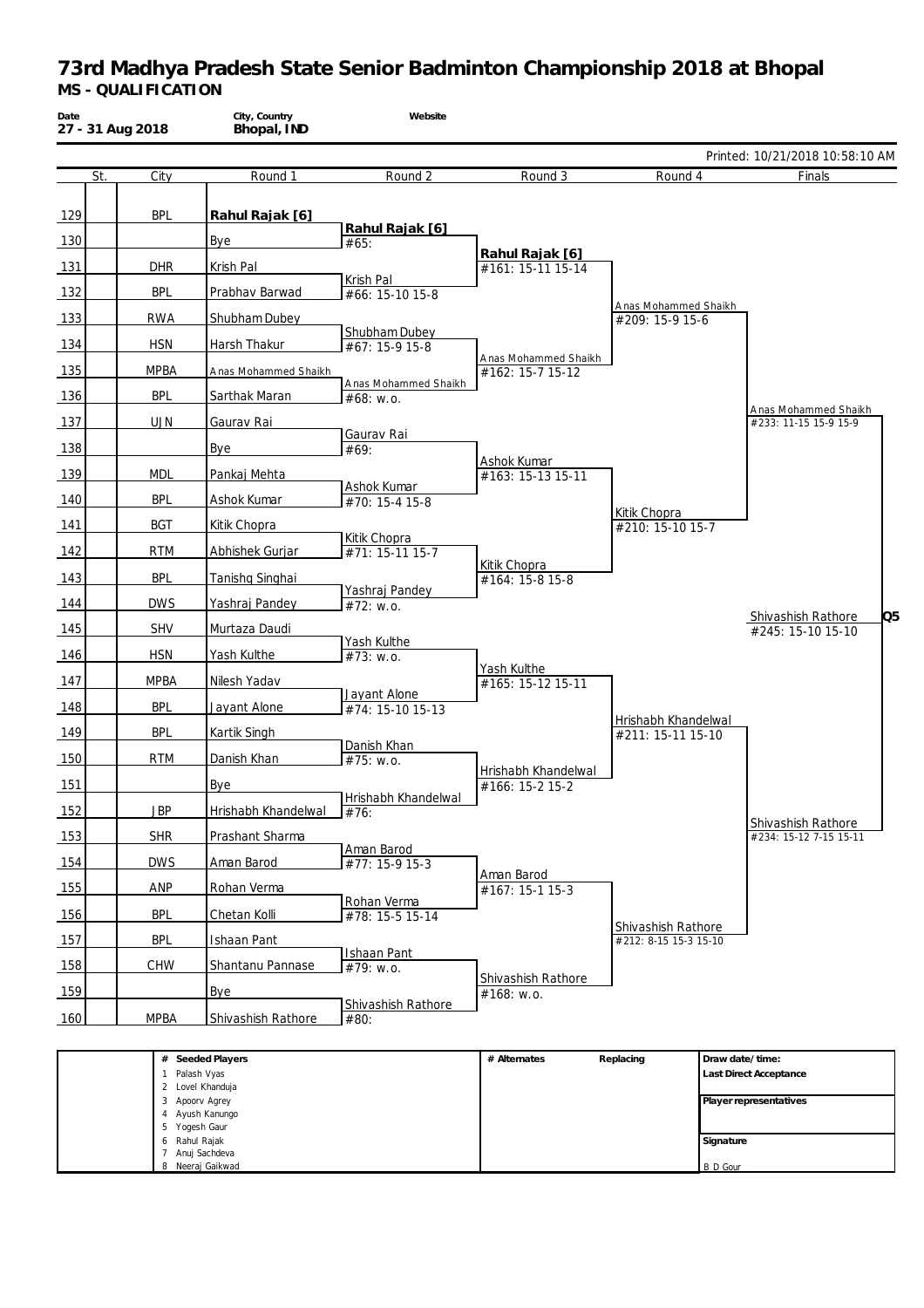# 73rd Madhya Pradesh State Senior Badminton Championship 2018 at Bhopal

## MS - QUALIFICATION

| Date | City, Country | Website |
|---|---|---|
| 27 - 31 Aug 2018 | Bhopal, IND | |

Printed: 10/21/2018 10:58:10 AM

| | St. | City | Round 1 | Round 2 | Round 3 | Round 4 | Finals |
|---|---|---|---|---|---|---|---|
| 129 | | BPL | **Rahul Rajak [6]** | | | | |
| | | | | **Rahul Rajak [6]** | | | |
| 130 | | | Bye | #65: | | | |
| | | | | | **Rahul Rajak [6]** | | |
| 131 | | DHR | Krish Pal | | #161: 15-11 15-14 | | |
| | | | | Krish Pal | | | |
| 132 | | BPL | Prabhav Barwad | #66: 15-10 15-8 | | | |
| | | | | | | Anas Mohammed Shaikh | |
| 133 | | RWA | Shubham Dubey | | | #209: 15-9 15-6 | |
| | | | | Shubham Dubey | | | |
| 134 | | HSN | Harsh Thakur | #67: 15-9 15-8 | | | |
| | | | | | Anas Mohammed Shaikh | | |
| 135 | | MPBA | Anas Mohammed Shaikh | | #162: 15-7 15-12 | | |
| | | | | Anas Mohammed Shaikh | | | |
| 136 | | BPL | Sarthak Maran | #68: w.o. | | | |
| | | | | | | | Anas Mohammed Shaikh |
| 137 | | UJN | Gaurav Rai | | | | #233: 11-15 15-9 15-9 |
| | | | | Gaurav Rai | | | |
| 138 | | | Bye | #69: | | | |
| | | | | | Ashok Kumar | | |
| 139 | | MDL | Pankaj Mehta | | #163: 15-13 15-11 | | |
| | | | | Ashok Kumar | | | |
| 140 | | BPL | Ashok Kumar | #70: 15-4 15-8 | | | |
| | | | | | | Kitik Chopra | |
| 141 | | BGT | Kitik Chopra | | | #210: 15-10 15-7 | |
| | | | | Kitik Chopra | | | |
| 142 | | RTM | Abhishek Gurjar | #71: 15-11 15-7 | | | |
| | | | | | Kitik Chopra | | |
| 143 | | BPL | Tanishq Singhai | | #164: 15-8 15-8 | | |
| | | | | Yashraj Pandey | | | |
| 144 | | DWS | Yashraj Pandey | #72: w.o. | | | |
| | | | | | | | Shivashish Rathore — Q5 |
| 145 | | SHV | Murtaza Daudi | | | | #245: 15-10 15-10 |
| | | | | Yash Kulthe | | | |
| 146 | | HSN | Yash Kulthe | #73: w.o. | | | |
| | | | | | Yash Kulthe | | |
| 147 | | MPBA | Nilesh Yadav | | #165: 15-12 15-11 | | |
| | | | | Jayant Alone | | | |
| 148 | | BPL | Jayant Alone | #74: 15-10 15-13 | | | |
| | | | | | | Hrishabh Khandelwal | |
| 149 | | BPL | Kartik Singh | | | #211: 15-11 15-10 | |
| | | | | Danish Khan | | | |
| 150 | | RTM | Danish Khan | #75: w.o. | | | |
| | | | | | Hrishabh Khandelwal | | |
| 151 | | | Bye | | #166: 15-2 15-2 | | |
| | | | | Hrishabh Khandelwal | | | |
| 152 | | JBP | Hrishabh Khandelwal | #76: | | | |
| | | | | | | | Shivashish Rathore |
| 153 | | SHR | Prashant Sharma | | | | #234: 15-12 7-15 15-11 |
| | | | | Aman Barod | | | |
| 154 | | DWS | Aman Barod | #77: 15-9 15-3 | | | |
| | | | | | Aman Barod | | |
| 155 | | ANP | Rohan Verma | | #167: 15-1 15-3 | | |
| | | | | Rohan Verma | | | |
| 156 | | BPL | Chetan Kolli | #78: 15-5 15-14 | | | |
| | | | | | | Shivashish Rathore | |
| 157 | | BPL | Ishaan Pant | | | #212: 8-15 15-3 15-10 | |
| | | | | Ishaan Pant | | | |
| 158 | | CHW | Shantanu Pannase | #79: w.o. | | | |
| | | | | | Shivashish Rathore | | |
| 159 | | | Bye | | #168: w.o. | | |
| | | | | Shivashish Rathore | | | |
| 160 | | MPBA | Shivashish Rathore | #80: | | | |

| # | Seeded Players | # Alternates | Replacing | Draw date/time: |
|---|---|---|---|---|
| 1 | Palash Vyas | | | Last Direct Acceptance |
| 2 | Lovel Khanduja | | | |
| 3 | Apoorv Agrey | | | Player representatives |
| 4 | Ayush Kanungo | | | |
| 5 | Yogesh Gaur | | | |
| 6 | Rahul Rajak | | | Signature |
| 7 | Anuj Sachdeva | | | |
| 8 | Neeraj Gaikwad | | | B D Gour |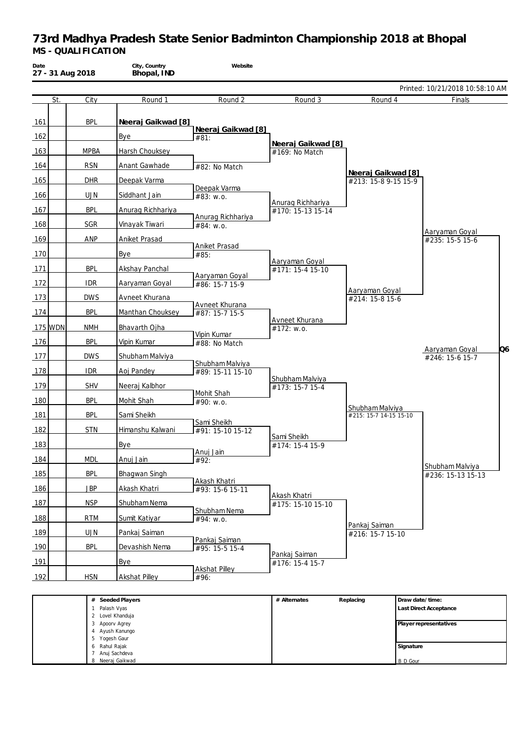# 73rd Madhya Pradesh State Senior Badminton Championship 2018 at Bhopal

**MS - QUALIFICATION**

| Date | City, Country | Website |
|---|---|---|
| 27 - 31 Aug 2018 | Bhopal, IND | |

Printed: 10/21/2018 10:58:10 AM

| | St. | City | Round 1 | Round 2 | Round 3 | Round 4 | Finals |
|---|---|---|---|---|---|---|---|
| 161 | | BPL | **Neeraj Gaikwad [8]** | | | | |
| | | | | **Neeraj Gaikwad [8]** #81: | | | |
| 162 | | | Bye | | | | |
| | | | | | **Neeraj Gaikwad [8]** #169: No Match | | |
| 163 | | MPBA | Harsh Chouksey | | | | |
| | | | | #82: No Match | | | |
| 164 | | RSN | Anant Gawhade | | | | |
| | | | | | | **Neeraj Gaikwad [8]** #213: 15-8 9-15 15-9 | |
| 165 | | DHR | Deepak Varma | | | | |
| | | | | Deepak Varma #83: w.o. | | | |
| 166 | | UJN | Siddhant Jain | | | | |
| | | | | | Anurag Richhariya #170: 15-13 15-14 | | |
| 167 | | BPL | Anurag Richhariya | | | | |
| | | | | Anurag Richhariya #84: w.o. | | | |
| 168 | | SGR | Vinayak Tiwari | | | | |
| | | | | | | | Aaryaman Goyal #235: 15-5 15-6 |
| 169 | | ANP | Aniket Prasad | | | | |
| | | | | Aniket Prasad #85: | | | |
| 170 | | | Bye | | | | |
| | | | | | Aaryaman Goyal #171: 15-4 15-10 | | |
| 171 | | BPL | Akshay Panchal | | | | |
| | | | | Aaryaman Goyal #86: 15-7 15-9 | | | |
| 172 | | IDR | Aaryaman Goyal | | | | |
| | | | | | | Aaryaman Goyal #214: 15-8 15-6 | |
| 173 | | DWS | Avneet Khurana | | | | |
| | | | | Avneet Khurana #87: 15-7 15-5 | | | |
| 174 | | BPL | Manthan Chouksey | | | | |
| | | | | | Avneet Khurana #172: w.o. | | |
| 175 | WDN | NMH | Bhavarth Ojha | | | | |
| | | | | Vipin Kumar #88: No Match | | | |
| 176 | | BPL | Vipin Kumar | | | | |
| | | | | | | | Aaryaman Goyal #246: 15-6 15-7 **Q6** |
| 177 | | DWS | Shubham Malviya | | | | |
| | | | | Shubham Malviya #89: 15-11 15-10 | | | |
| 178 | | IDR | Aoj Pandey | | | | |
| | | | | | Shubham Malviya #173: 15-7 15-4 | | |
| 179 | | SHV | Neeraj Kalbhor | | | | |
| | | | | Mohit Shah #90: w.o. | | | |
| 180 | | BPL | Mohit Shah | | | | |
| | | | | | | Shubham Malviya #215: 15-7 14-15 15-10 | |
| 181 | | BPL | Sami Sheikh | | | | |
| | | | | Sami Sheikh #91: 15-10 15-12 | | | |
| 182 | | STN | Himanshu Kalwani | | | | |
| | | | | | Sami Sheikh #174: 15-4 15-9 | | |
| 183 | | | Bye | | | | |
| | | | | Anuj Jain #92: | | | |
| 184 | | MDL | Anuj Jain | | | | |
| | | | | | | | Shubham Malviya #236: 15-13 15-13 |
| 185 | | BPL | Bhagwan Singh | | | | |
| | | | | Akash Khatri #93: 15-6 15-11 | | | |
| 186 | | JBP | Akash Khatri | | | | |
| | | | | | Akash Khatri #175: 15-10 15-10 | | |
| 187 | | NSP | Shubham Nema | | | | |
| | | | | Shubham Nema #94: w.o. | | | |
| 188 | | RTM | Sumit Katiyar | | | | |
| | | | | | | Pankaj Saiman #216: 15-7 15-10 | |
| 189 | | UJN | Pankaj Saiman | | | | |
| | | | | Pankaj Saiman #95: 15-5 15-4 | | | |
| 190 | | BPL | Devashish Nema | | | | |
| | | | | | Pankaj Saiman #176: 15-4 15-7 | | |
| 191 | | | Bye | | | | |
| | | | | Akshat Pilley #96: | | | |
| 192 | | HSN | Akshat Pilley | | | | |

| # | Seeded Players | # Alternates | Replacing | |
|---|---|---|---|---|
| 1 | Palash Vyas | | | Draw date/time: |
| 2 | Lovel Khanduja | | | Last Direct Acceptance |
| 3 | Apoorv Agrey | | | |
| 4 | Ayush Kanungo | | | Player representatives |
| 5 | Yogesh Gaur | | | |
| 6 | Rahul Rajak | | | Signature |
| 7 | Anuj Sachdeva | | | |
| 8 | Neeraj Gaikwad | | | B D Gour |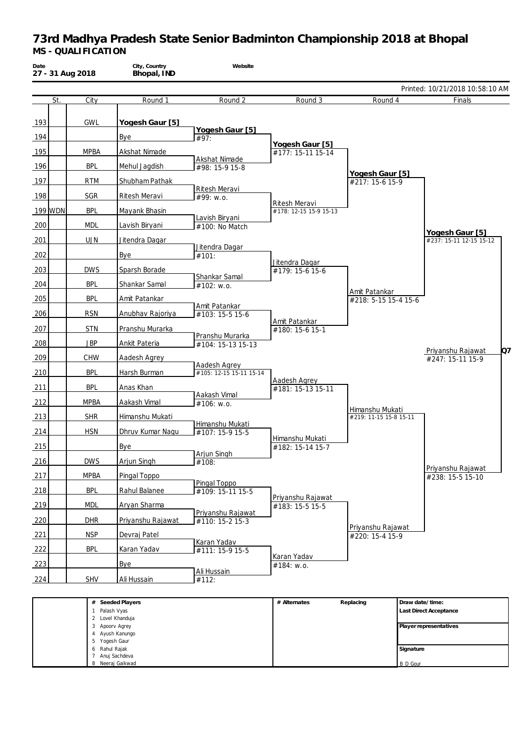# 73rd Madhya Pradesh State Senior Badminton Championship 2018 at Bhopal

**MS - QUALIFICATION**

| Date | City, Country | Website |
|---|---|---|
| 27 - 31 Aug 2018 | Bhopal, IND | |

Printed: 10/21/2018 10:58:10 AM

| # | St. | City | Round 1 | Round 2 | Round 3 | Round 4 | Finals |
|---|---|---|---|---|---|---|---|
| 193 | | GWL | **Yogesh Gaur [5]** | | | | |
| 194 | | | Bye | **Yogesh Gaur [5]** #97: | | | |
| 195 | | MPBA | Akshat Nimade | | **Yogesh Gaur [5]** #177: 15-11 15-14 | | |
| 196 | | BPL | Mehul Jagdish | Akshat Nimade #98: 15-9 15-8 | | | |
| 197 | | RTM | Shubham Pathak | | | **Yogesh Gaur [5]** #217: 15-6 15-9 | |
| 198 | | SGR | Ritesh Meravi | Ritesh Meravi #99: w.o. | | | |
| 199 | WDN | BPL | Mayank Bhasin | | Ritesh Meravi #178: 12-15 15-9 15-13 | | |
| 200 | | MDL | Lavish Biryani | Lavish Biryani #100: No Match | | | |
| 201 | | UJN | Jitendra Dagar | | | | **Yogesh Gaur [5]** #237: 15-11 12-15 15-12 |
| 202 | | | Bye | Jitendra Dagar #101: | | | |
| 203 | | DWS | Sparsh Borade | | Jitendra Dagar #179: 15-6 15-6 | | |
| 204 | | BPL | Shankar Samal | Shankar Samal #102: w.o. | | | |
| 205 | | BPL | Amit Patankar | | | Amit Patankar #218: 5-15 15-4 15-6 | |
| 206 | | RSN | Anubhav Rajoriya | Amit Patankar #103: 15-5 15-6 | | | |
| 207 | | STN | Pranshu Murarka | | Amit Patankar #180: 15-6 15-1 | | |
| 208 | | JBP | Ankit Pateria | Pranshu Murarka #104: 15-13 15-13 | | | |
| 209 | | CHW | Aadesh Agrey | | | | Priyanshu Rajawat #247: 15-11 15-9 **Q7** |
| 210 | | BPL | Harsh Burman | Aadesh Agrey #105: 12-15 15-11 15-14 | | | |
| 211 | | BPL | Anas Khan | | Aadesh Agrey #181: 15-13 15-11 | | |
| 212 | | MPBA | Aakash Vimal | Aakash Vimal #106: w.o. | | | |
| 213 | | SHR | Himanshu Mukati | | | Himanshu Mukati #219: 11-15 15-8 15-11 | |
| 214 | | HSN | Dhruv Kumar Nagu | Himanshu Mukati #107: 15-9 15-5 | | | |
| 215 | | | Bye | | Himanshu Mukati #182: 15-14 15-7 | | |
| 216 | | DWS | Arjun Singh | Arjun Singh #108: | | | |
| 217 | | MPBA | Pingal Toppo | | | | Priyanshu Rajawat #238: 15-5 15-10 |
| 218 | | BPL | Rahul Balanee | Pingal Toppo #109: 15-11 15-5 | | | |
| 219 | | MDL | Aryan Sharma | | Priyanshu Rajawat #183: 15-5 15-5 | | |
| 220 | | DHR | Priyanshu Rajawat | Priyanshu Rajawat #110: 15-2 15-3 | | | |
| 221 | | NSP | Devraj Patel | | | Priyanshu Rajawat #220: 15-4 15-9 | |
| 222 | | BPL | Karan Yadav | Karan Yadav #111: 15-9 15-5 | | | |
| 223 | | | Bye | | Karan Yadav #184: w.o. | | |
| 224 | | SHV | Ali Hussain | Ali Hussain #112: | | | |

| # | Seeded Players | # Alternates | Replacing | Draw date/time: |
|---|---|---|---|---|
| 1 | Palash Vyas | | | Last Direct Acceptance |
| 2 | Lovel Khanduja | | | |
| 3 | Apoorv Agrey | | | Player representatives |
| 4 | Ayush Kanungo | | | |
| 5 | Yogesh Gaur | | | |
| 6 | Rahul Rajak | | | Signature |
| 7 | Anuj Sachdeva | | | |
| 8 | Neeraj Gaikwad | | | B D Gour |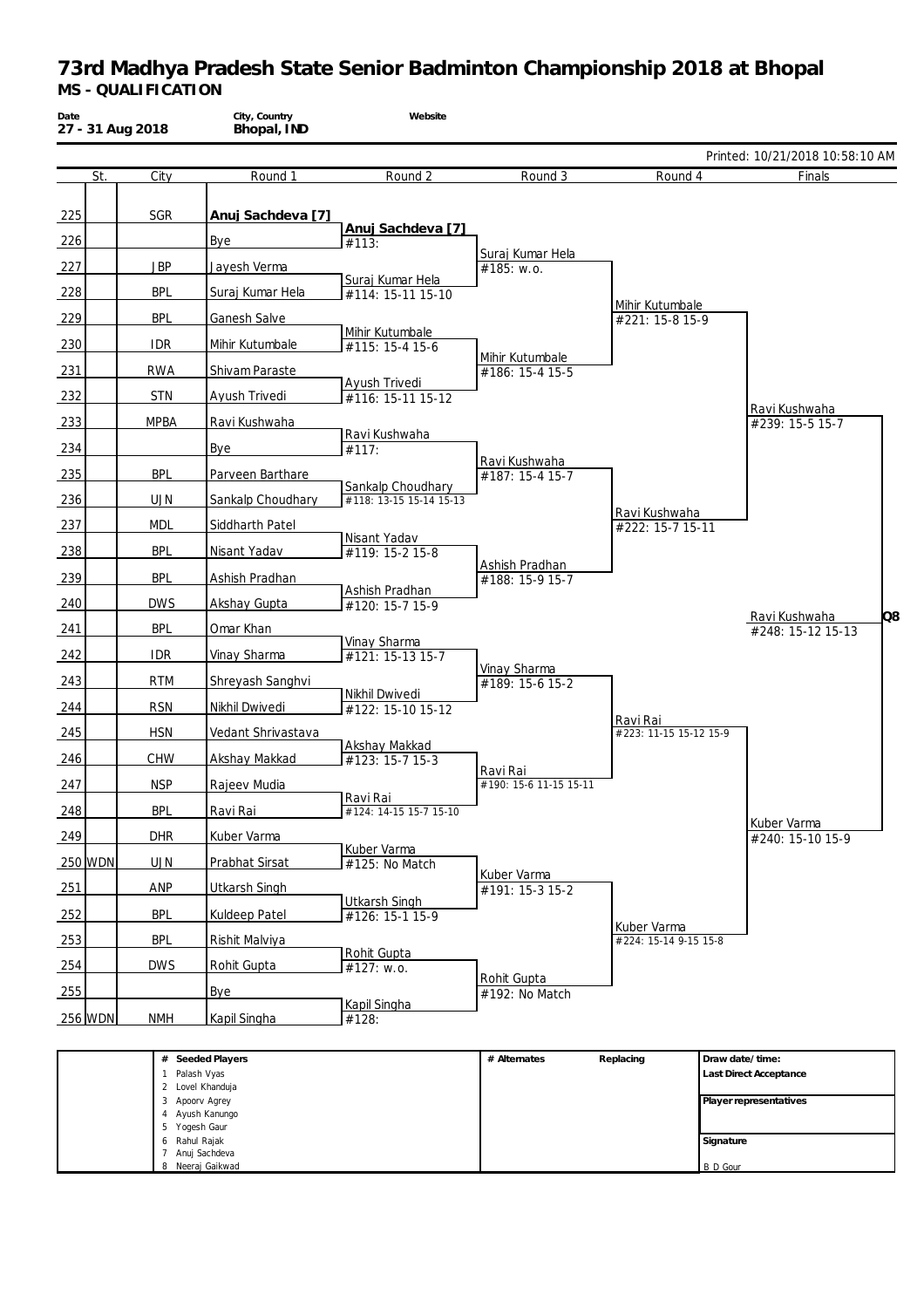# 73rd Madhya Pradesh State Senior Badminton Championship 2018 at Bhopal

**MS - QUALIFICATION**

| Date | City, Country | Website |
|---|---|---|
| 27 - 31 Aug 2018 | Bhopal, IND | |

Printed: 10/21/2018 10:58:10 AM

| # | St. | City | Round 1 | Round 2 | Round 3 | Round 4 | Finals |
|---|---|---|---|---|---|---|---|
| 225 | | SGR | **Anuj Sachdeva [7]** | | | | |
| | | | | **Anuj Sachdeva [7]** #113: | | | |
| 226 | | | Bye | | | | |
| | | | | | Suraj Kumar Hela #185: w.o. | | |
| 227 | | JBP | Jayesh Verma | | | | |
| | | | | Suraj Kumar Hela #114: 15-11 15-10 | | | |
| 228 | | BPL | Suraj Kumar Hela | | | | |
| | | | | | | Mihir Kutumbale #221: 15-8 15-9 | |
| 229 | | BPL | Ganesh Salve | | | | |
| | | | | Mihir Kutumbale #115: 15-4 15-6 | | | |
| 230 | | IDR | Mihir Kutumbale | | | | |
| | | | | | Mihir Kutumbale #186: 15-4 15-5 | | |
| 231 | | RWA | Shivam Paraste | | | | |
| | | | | Ayush Trivedi #116: 15-11 15-12 | | | |
| 232 | | STN | Ayush Trivedi | | | | |
| | | | | | | | Ravi Kushwaha #239: 15-5 15-7 |
| 233 | | MPBA | Ravi Kushwaha | | | | |
| | | | | Ravi Kushwaha #117: | | | |
| 234 | | | Bye | | | | |
| | | | | | Ravi Kushwaha #187: 15-4 15-7 | | |
| 235 | | BPL | Parveen Barthare | | | | |
| | | | | Sankalp Choudhary #118: 13-15 15-14 15-13 | | | |
| 236 | | UJN | Sankalp Choudhary | | | | |
| | | | | | | Ravi Kushwaha #222: 15-7 15-11 | |
| 237 | | MDL | Siddharth Patel | | | | |
| | | | | Nisant Yadav #119: 15-2 15-8 | | | |
| 238 | | BPL | Nisant Yadav | | | | |
| | | | | | Ashish Pradhan #188: 15-9 15-7 | | |
| 239 | | BPL | Ashish Pradhan | | | | |
| | | | | Ashish Pradhan #120: 15-7 15-9 | | | |
| 240 | | DWS | Akshay Gupta | | | | |
| | | | | | | | Ravi Kushwaha #248: 15-12 15-13 **Q8** |
| 241 | | BPL | Omar Khan | | | | |
| | | | | Vinay Sharma #121: 15-13 15-7 | | | |
| 242 | | IDR | Vinay Sharma | | | | |
| | | | | | Vinay Sharma #189: 15-6 15-2 | | |
| 243 | | RTM | Shreyash Sanghvi | | | | |
| | | | | Nikhil Dwivedi #122: 15-10 15-12 | | | |
| 244 | | RSN | Nikhil Dwivedi | | | | |
| | | | | | | Ravi Rai #223: 11-15 15-12 15-9 | |
| 245 | | HSN | Vedant Shrivastava | | | | |
| | | | | Akshay Makkad #123: 15-7 15-3 | | | |
| 246 | | CHW | Akshay Makkad | | | | |
| | | | | | Ravi Rai #190: 15-6 11-15 15-11 | | |
| 247 | | NSP | Rajeev Mudia | | | | |
| | | | | Ravi Rai #124: 14-15 15-7 15-10 | | | |
| 248 | | BPL | Ravi Rai | | | | |
| | | | | | | | Kuber Varma #240: 15-10 15-9 |
| 249 | | DHR | Kuber Varma | | | | |
| | | | | Kuber Varma #125: No Match | | | |
| 250 | WDN | UJN | Prabhat Sirsat | | | | |
| | | | | | Kuber Varma #191: 15-3 15-2 | | |
| 251 | | ANP | Utkarsh Singh | | | | |
| | | | | Utkarsh Singh #126: 15-1 15-9 | | | |
| 252 | | BPL | Kuldeep Patel | | | | |
| | | | | | | Kuber Varma #224: 15-14 9-15 15-8 | |
| 253 | | BPL | Rishit Malviya | | | | |
| | | | | Rohit Gupta #127: w.o. | | | |
| 254 | | DWS | Rohit Gupta | | | | |
| | | | | | Rohit Gupta #192: No Match | | |
| 255 | | | Bye | | | | |
| | | | | Kapil Singha #128: | | | |
| 256 | WDN | NMH | Kapil Singha | | | | |

| # | Seeded Players | # Alternates | Replacing | |
|---|---|---|---|---|
| 1 | Palash Vyas | | | Draw date/time: |
| 2 | Lovel Khanduja | | | Last Direct Acceptance |
| 3 | Apoorv Agrey | | | |
| 4 | Ayush Kanungo | | | Player representatives |
| 5 | Yogesh Gaur | | | |
| 6 | Rahul Rajak | | | Signature |
| 7 | Anuj Sachdeva | | | |
| 8 | Neeraj Gaikwad | | | B D Gour |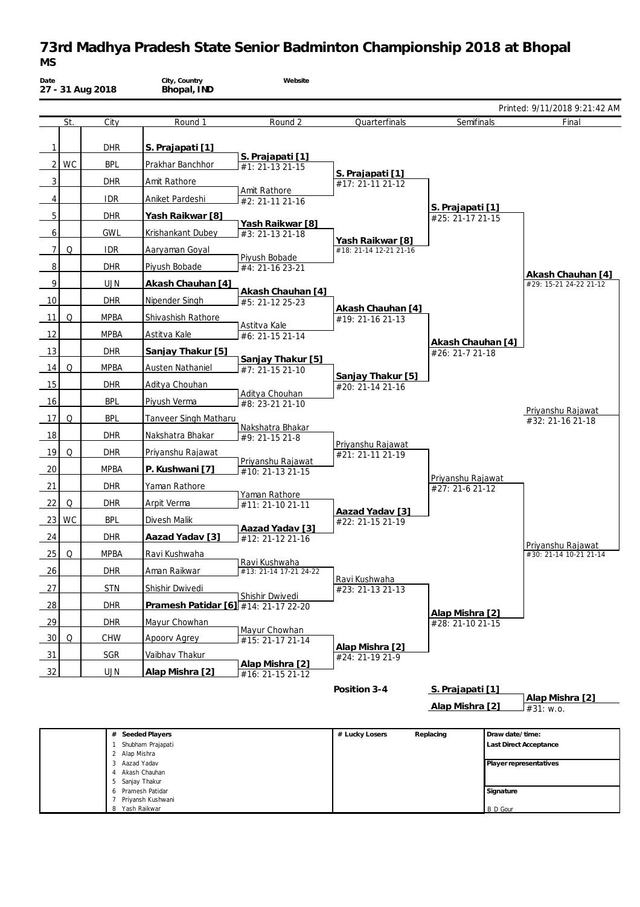# 73rd Madhya Pradesh State Senior Badminton Championship 2018 at Bhopal

**MS**

| Date | City, Country | Website |
|---|---|---|
| 27 - 31 Aug 2018 | Bhopal, IND | |

Printed: 9/11/2018 9:21:42 AM

| | St. | City | Round 1 | Round 2 | Quarterfinals | Semifinals | Final |
|---|---|---|---|---|---|---|---|
| 1 | | DHR | **S. Prajapati [1]** | | | | |
| | | | | **S. Prajapati [1]** #1: 21-13 21-15 | | | |
| 2 | WC | BPL | Prakhar Banchhor | | | | |
| | | | | | **S. Prajapati [1]** #17: 21-11 21-12 | | |
| 3 | | DHR | Amit Rathore | | | | |
| | | | | Amit Rathore #2: 21-11 21-16 | | | |
| 4 | | IDR | Aniket Pardeshi | | | | |
| | | | | | | **S. Prajapati [1]** #25: 21-17 21-15 | |
| 5 | | DHR | **Yash Raikwar [8]** | | | | |
| | | | | **Yash Raikwar [8]** #3: 21-13 21-18 | | | |
| 6 | | GWL | Krishankant Dubey | | | | |
| | | | | | **Yash Raikwar [8]** #18: 21-14 12-21 21-16 | | |
| 7 | Q | IDR | Aaryaman Goyal | | | | |
| | | | | Piyush Bobade #4: 21-16 23-21 | | | |
| 8 | | DHR | Piyush Bobade | | | | |
| | | | | | | | **Akash Chauhan [4]** #29: 15-21 24-22 21-12 |
| 9 | | UJN | **Akash Chauhan [4]** | | | | |
| | | | | **Akash Chauhan [4]** #5: 21-12 25-23 | | | |
| 10 | | DHR | Nipender Singh | | | | |
| | | | | | **Akash Chauhan [4]** #19: 21-16 21-13 | | |
| 11 | Q | MPBA | Shivashish Rathore | | | | |
| | | | | Astitva Kale #6: 21-15 21-14 | | | |
| 12 | | MPBA | Astitva Kale | | | | |
| | | | | | | **Akash Chauhan [4]** #26: 21-7 21-18 | |
| 13 | | DHR | **Sanjay Thakur [5]** | | | | |
| | | | | **Sanjay Thakur [5]** #7: 21-15 21-10 | | | |
| 14 | Q | MPBA | Austen Nathaniel | | | | |
| | | | | | **Sanjay Thakur [5]** #20: 21-14 21-16 | | |
| 15 | | DHR | Aditya Chouhan | | | | |
| | | | | Aditya Chouhan #8: 23-21 21-10 | | | |
| 16 | | BPL | Piyush Verma | | | | |
| | | | | | | | Priyanshu Rajawat #32: 21-16 21-18 |
| 17 | Q | BPL | Tanveer Singh Matharu | | | | |
| | | | | Nakshatra Bhakar #9: 21-15 21-8 | | | |
| 18 | | DHR | Nakshatra Bhakar | | | | |
| | | | | | Priyanshu Rajawat #21: 21-11 21-19 | | |
| 19 | Q | DHR | Priyanshu Rajawat | | | | |
| | | | | Priyanshu Rajawat #10: 21-13 21-15 | | | |
| 20 | | MPBA | **P. Kushwani [7]** | | | | |
| | | | | | | Priyanshu Rajawat #27: 21-6 21-12 | |
| 21 | | DHR | Yaman Rathore | | | | |
| | | | | Yaman Rathore #11: 21-10 21-11 | | | |
| 22 | Q | DHR | Arpit Verma | | | | |
| | | | | | **Aazad Yadav [3]** #22: 21-15 21-19 | | |
| 23 | WC | BPL | Divesh Malik | | | | |
| | | | | **Aazad Yadav [3]** #12: 21-12 21-16 | | | |
| 24 | | DHR | **Aazad Yadav [3]** | | | | |
| | | | | | | | Priyanshu Rajawat #30: 21-14 10-21 21-14 |
| 25 | Q | MPBA | Ravi Kushwaha | | | | |
| | | | | Ravi Kushwaha #13: 21-14 17-21 24-22 | | | |
| 26 | | DHR | Aman Raikwar | | | | |
| | | | | | Ravi Kushwaha #23: 21-13 21-13 | | |
| 27 | | STN | Shishir Dwivedi | | | | |
| | | | | Shishir Dwivedi #14: 21-17 22-20 | | | |
| 28 | | DHR | **Pramesh Patidar [6]** | | | | |
| | | | | | | **Alap Mishra [2]** #28: 21-10 21-15 | |
| 29 | | DHR | Mayur Chowhan | | | | |
| | | | | Mayur Chowhan #15: 21-17 21-14 | | | |
| 30 | Q | CHW | Apoorv Agrey | | | | |
| | | | | | **Alap Mishra [2]** #24: 21-19 21-9 | | |
| 31 | | SGR | Vaibhav Thakur | | | | |
| | | | | **Alap Mishra [2]** #16: 21-15 21-12 | | | |
| 32 | | UJN | **Alap Mishra [2]** | | | | |

**Position 3-4**

| Semifinals | Final |
|---|---|
| **S. Prajapati [1]** | |
| | **Alap Mishra [2]** #31: w.o. |
| **Alap Mishra [2]** | |

| # | Seeded Players | # Lucky Losers | Replacing | Draw date/time: |
|---|---|---|---|---|
| 1 | Shubham Prajapati | | | Last Direct Acceptance |
| 2 | Alap Mishra | | | |
| 3 | Aazad Yadav | | | Player representatives |
| 4 | Akash Chauhan | | | |
| 5 | Sanjay Thakur | | | |
| 6 | Pramesh Patidar | | | Signature |
| 7 | Priyansh Kushwani | | | |
| 8 | Yash Raikwar | | | B D Gour |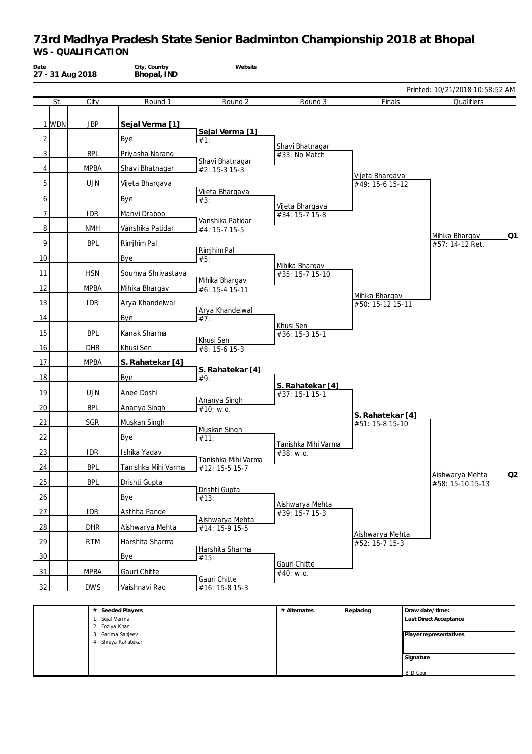# 73rd Madhya Pradesh State Senior Badminton Championship 2018 at Bhopal

## WS - QUALIFICATION

| Date | City, Country | Website |
|---|---|---|
| 27 - 31 Aug 2018 | Bhopal, IND | |

Printed: 10/21/2018 10:58:52 AM

| | St. | City | Round 1 | Round 2 | Round 3 | Finals | Qualifiers |
|---|---|---|---|---|---|---|---|
| 1 | WDN | JBP | **Sejal Verma [1]** | | | | |
| | | | | **Sejal Verma [1]** #1: | | | |
| 2 | | | Bye | | | | |
| | | | | | Shavi Bhatnagar #33: No Match | | |
| 3 | | BPL | Priyasha Narang | | | | |
| | | | | Shavi Bhatnagar #2: 15-3 15-3 | | | |
| 4 | | MPBA | Shavi Bhatnagar | | | | |
| | | | | | | Vijeta Bhargava #49: 15-6 15-12 | |
| 5 | | UJN | Vijeta Bhargava | | | | |
| | | | | Vijeta Bhargava #3: | | | |
| 6 | | | Bye | | | | |
| | | | | | Vijeta Bhargava #34: 15-7 15-8 | | |
| 7 | | IDR | Manvi Draboo | | | | |
| | | | | Vanshika Patidar #4: 15-7 15-5 | | | |
| 8 | | NMH | Vanshika Patidar | | | | |
| | | | | | | | Mihika Bhargav #57: 14-12 Ret. **Q1** |
| 9 | | BPL | Rimjhim Pal | | | | |
| | | | | Rimjhim Pal #5: | | | |
| 10 | | | Bye | | | | |
| | | | | | Mihika Bhargav #35: 15-7 15-10 | | |
| 11 | | HSN | Soumya Shrivastava | | | | |
| | | | | Mihika Bhargav #6: 15-4 15-11 | | | |
| 12 | | MPBA | Mihika Bhargav | | | | |
| | | | | | | Mihika Bhargav #50: 15-12 15-11 | |
| 13 | | IDR | Arya Khandelwal | | | | |
| | | | | Arya Khandelwal #7: | | | |
| 14 | | | Bye | | | | |
| | | | | | Khusi Sen #36: 15-3 15-1 | | |
| 15 | | BPL | Kanak Sharma | | | | |
| | | | | Khusi Sen #8: 15-6 15-3 | | | |
| 16 | | DHR | Khusi Sen | | | | |
| 17 | | MPBA | **S. Rahatekar [4]** | | | | |
| | | | | **S. Rahatekar [4]** #9: | | | |
| 18 | | | Bye | | | | |
| | | | | | **S. Rahatekar [4]** #37: 15-1 15-1 | | |
| 19 | | UJN | Anee Doshi | | | | |
| | | | | Ananya Singh #10: w.o. | | | |
| 20 | | BPL | Ananya Singh | | | | |
| | | | | | | **S. Rahatekar [4]** #51: 15-8 15-10 | |
| 21 | | SGR | Muskan Singh | | | | |
| | | | | Muskan Singh #11: | | | |
| 22 | | | Bye | | | | |
| | | | | | Tanishka Mihi Varma #38: w.o. | | |
| 23 | | IDR | Ishika Yadav | | | | |
| | | | | Tanishka Mihi Varma #12: 15-5 15-7 | | | |
| 24 | | BPL | Tanishka Mihi Varma | | | | |
| | | | | | | | Aishwarya Mehta #58: 15-10 15-13 **Q2** |
| 25 | | BPL | Drishti Gupta | | | | |
| | | | | Drishti Gupta #13: | | | |
| 26 | | | Bye | | | | |
| | | | | | Aishwarya Mehta #39: 15-7 15-3 | | |
| 27 | | IDR | Asthha Pande | | | | |
| | | | | Aishwarya Mehta #14: 15-9 15-5 | | | |
| 28 | | DHR | Aishwarya Mehta | | | | |
| | | | | | | Aishwarya Mehta #52: 15-7 15-3 | |
| 29 | | RTM | Harshita Sharma | | | | |
| | | | | Harshita Sharma #15: | | | |
| 30 | | | Bye | | | | |
| | | | | | Gauri Chitte #40: w.o. | | |
| 31 | | MPBA | Gauri Chitte | | | | |
| | | | | Gauri Chitte #16: 15-8 15-3 | | | |
| 32 | | DWS | Vaishnavi Rao | | | | |

| # Seeded Players | # Alternates | Replacing | Draw date/time: |
|---|---|---|---|
| 1 Sejal Verma | | | Last Direct Acceptance |
| 2 Foziya Khan | | | |
| 3 Garima Sanjeev | | | Player representatives |
| 4 Shreya Rahatekar | | | |
| | | | Signature |
| | | | B D Gour |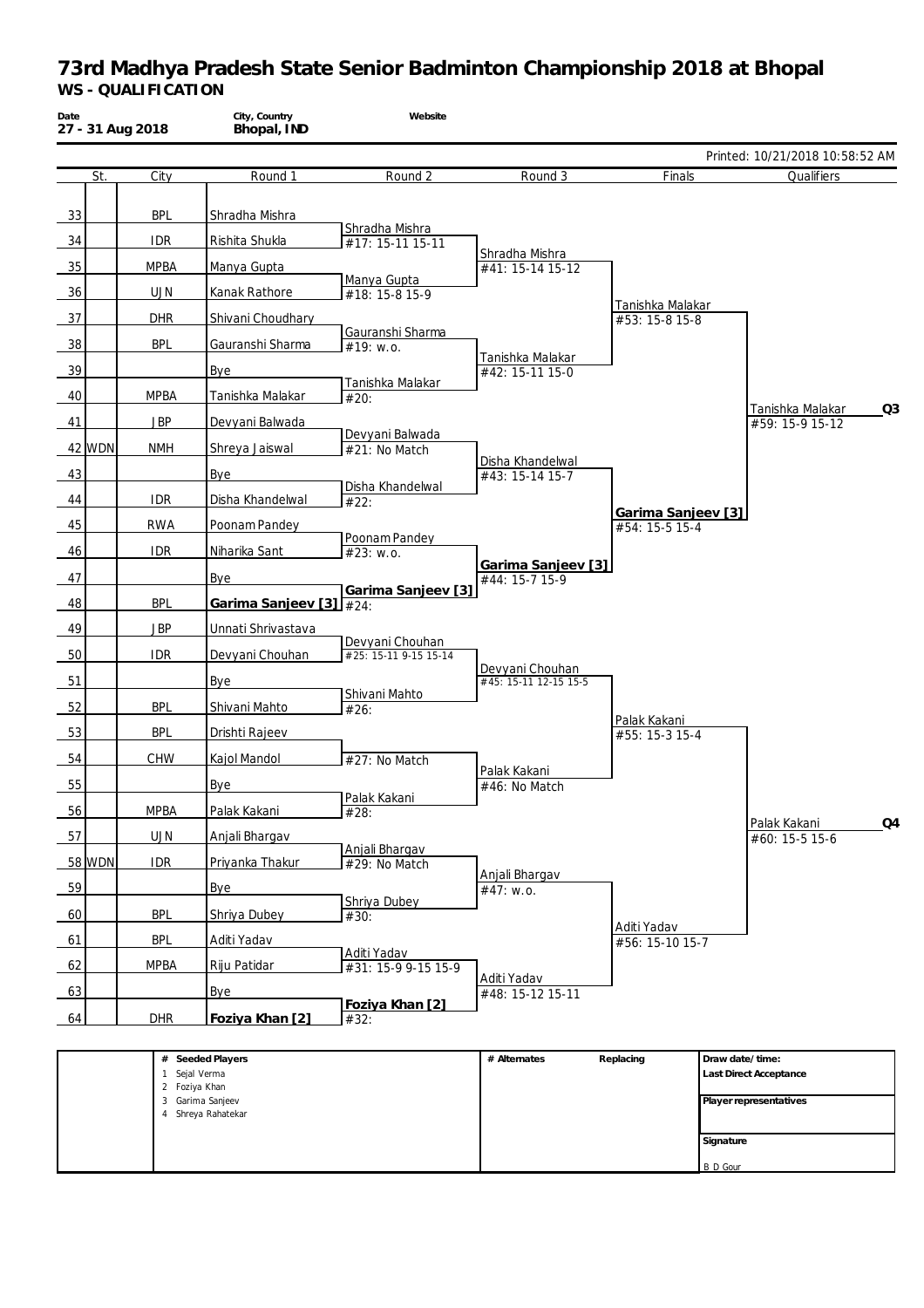# 73rd Madhya Pradesh State Senior Badminton Championship 2018 at Bhopal

## WS - QUALIFICATION

| Date | City, Country | Website |
|---|---|---|
| 27 - 31 Aug 2018 | Bhopal, IND | |

Printed: 10/21/2018 10:58:52 AM

| # | St. | City | Round 1 | Round 2 | Round 3 | Finals | Qualifiers |
|---|---|---|---|---|---|---|---|
| 33 | | BPL | Shradha Mishra | | | | |
| | | | | Shradha Mishra #17: 15-11 15-11 | | | |
| 34 | | IDR | Rishita Shukla | | | | |
| | | | | | Shradha Mishra #41: 15-14 15-12 | | |
| 35 | | MPBA | Manya Gupta | | | | |
| | | | | Manya Gupta #18: 15-8 15-9 | | | |
| 36 | | UJN | Kanak Rathore | | | | |
| | | | | | | Tanishka Malakar #53: 15-8 15-8 | |
| 37 | | DHR | Shivani Choudhary | | | | |
| | | | | Gauranshi Sharma #19: w.o. | | | |
| 38 | | BPL | Gauranshi Sharma | | | | |
| | | | | | Tanishka Malakar #42: 15-11 15-0 | | |
| 39 | | | Bye | | | | |
| | | | | Tanishka Malakar #20: | | | |
| 40 | | MPBA | Tanishka Malakar | | | | |
| | | | | | | | Tanishka Malakar #59: 15-9 15-12 **Q3** |
| 41 | | JBP | Devyani Balwada | | | | |
| | | | | Devyani Balwada #21: No Match | | | |
| 42 | WDN | NMH | Shreya Jaiswal | | | | |
| | | | | | Disha Khandelwal #43: 15-14 15-7 | | |
| 43 | | | Bye | | | | |
| | | | | Disha Khandelwal #22: | | | |
| 44 | | IDR | Disha Khandelwal | | | | |
| | | | | | | **Garima Sanjeev [3]** #54: 15-5 15-4 | |
| 45 | | RWA | Poonam Pandey | | | | |
| | | | | Poonam Pandey #23: w.o. | | | |
| 46 | | IDR | Niharika Sant | | | | |
| | | | | | **Garima Sanjeev [3]** #44: 15-7 15-9 | | |
| 47 | | | Bye | | | | |
| | | | | **Garima Sanjeev [3]** #24: | | | |
| 48 | | BPL | **Garima Sanjeev [3]** | | | | |
| 49 | | JBP | Unnati Shrivastava | | | | |
| | | | | Devyani Chouhan #25: 15-11 9-15 15-14 | | | |
| 50 | | IDR | Devyani Chouhan | | | | |
| | | | | | Devyani Chouhan #45: 15-11 12-15 15-5 | | |
| 51 | | | Bye | | | | |
| | | | | Shivani Mahto #26: | | | |
| 52 | | BPL | Shivani Mahto | | | | |
| | | | | | | Palak Kakani #55: 15-3 15-4 | |
| 53 | | BPL | Drishti Rajeev | | | | |
| | | | | #27: No Match | | | |
| 54 | | CHW | Kajol Mandol | | | | |
| | | | | | Palak Kakani #46: No Match | | |
| 55 | | | Bye | | | | |
| | | | | Palak Kakani #28: | | | |
| 56 | | MPBA | Palak Kakani | | | | |
| | | | | | | | Palak Kakani #60: 15-5 15-6 **Q4** |
| 57 | | UJN | Anjali Bhargav | | | | |
| | | | | Anjali Bhargav #29: No Match | | | |
| 58 | WDN | IDR | Priyanka Thakur | | | | |
| | | | | | Anjali Bhargav #47: w.o. | | |
| 59 | | | Bye | | | | |
| | | | | Shriya Dubey #30: | | | |
| 60 | | BPL | Shriya Dubey | | | | |
| | | | | | | Aditi Yadav #56: 15-10 15-7 | |
| 61 | | BPL | Aditi Yadav | | | | |
| | | | | Aditi Yadav #31: 15-9 9-15 15-9 | | | |
| 62 | | MPBA | Riju Patidar | | | | |
| | | | | | Aditi Yadav #48: 15-12 15-11 | | |
| 63 | | | Bye | | | | |
| | | | | **Foziya Khan [2]** #32: | | | |
| 64 | | DHR | **Foziya Khan [2]** | | | | |

| # | Seeded Players | # Alternates | Replacing | Draw date/time: |
|---|---|---|---|---|
| 1 | Sejal Verma | | | Last Direct Acceptance |
| 2 | Foziya Khan | | | |
| 3 | Garima Sanjeev | | | Player representatives |
| 4 | Shreya Rahatekar | | | |
| | | | | Signature |
| | | | | B D Gour |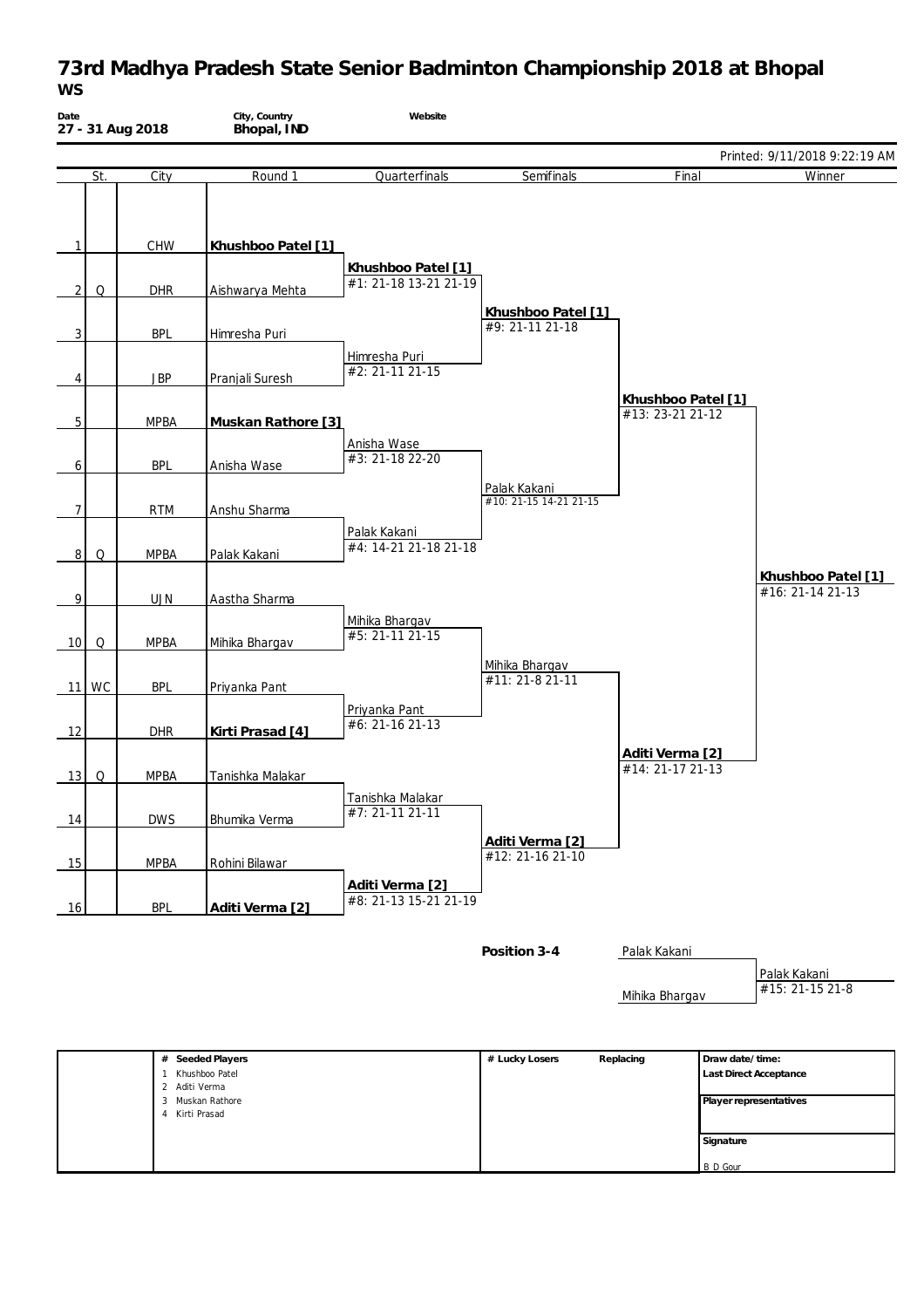# 73rd Madhya Pradesh State Senior Badminton Championship 2018 at Bhopal

**WS**

| Date | City, Country | Website |
|---|---|---|
| 27 - 31 Aug 2018 | Bhopal, IND | |

Printed: 9/11/2018 9:22:19 AM

| | St. | City | Round 1 | Quarterfinals | Semifinals | Final | Winner |
|---|---|---|---|---|---|---|---|
| 1 | | CHW | **Khushboo Patel [1]** | | | | |
| | | | | **Khushboo Patel [1]** #1: 21-18 13-21 21-19 | | | |
| 2 | Q | DHR | Aishwarya Mehta | | | | |
| | | | | | **Khushboo Patel [1]** #9: 21-11 21-18 | | |
| 3 | | BPL | Himresha Puri | | | | |
| | | | | Himresha Puri #2: 21-11 21-15 | | | |
| 4 | | JBP | Pranjali Suresh | | | | |
| | | | | | | **Khushboo Patel [1]** #13: 23-21 21-12 | |
| 5 | | MPBA | **Muskan Rathore [3]** | | | | |
| | | | | Anisha Wase #3: 21-18 22-20 | | | |
| 6 | | BPL | Anisha Wase | | | | |
| | | | | | Palak Kakani #10: 21-15 14-21 21-15 | | |
| 7 | | RTM | Anshu Sharma | | | | |
| | | | | Palak Kakani #4: 14-21 21-18 21-18 | | | |
| 8 | Q | MPBA | Palak Kakani | | | | |
| | | | | | | | **Khushboo Patel [1]** #16: 21-14 21-13 |
| 9 | | UJN | Aastha Sharma | | | | |
| | | | | Mihika Bhargav #5: 21-11 21-15 | | | |
| 10 | Q | MPBA | Mihika Bhargav | | | | |
| | | | | | Mihika Bhargav #11: 21-8 21-11 | | |
| 11 | WC | BPL | Priyanka Pant | | | | |
| | | | | Priyanka Pant #6: 21-16 21-13 | | | |
| 12 | | DHR | **Kirti Prasad [4]** | | | | |
| | | | | | | **Aditi Verma [2]** #14: 21-17 21-13 | |
| 13 | Q | MPBA | Tanishka Malakar | | | | |
| | | | | Tanishka Malakar #7: 21-11 21-11 | | | |
| 14 | | DWS | Bhumika Verma | | | | |
| | | | | | **Aditi Verma [2]** #12: 21-16 21-10 | | |
| 15 | | MPBA | Rohini Bilawar | | | | |
| | | | | **Aditi Verma [2]** #8: 21-13 15-21 21-19 | | | |
| 16 | | BPL | **Aditi Verma [2]** | | | | |

**Position 3-4**

| | |
|---|---|
| Palak Kakani | |
| | Palak Kakani #15: 21-15 21-8 |
| Mihika Bhargav | |

| # Seeded Players | # Lucky Losers | Replacing | Draw date/time: |
|---|---|---|---|
| 1 Khushboo Patel | | | Last Direct Acceptance |
| 2 Aditi Verma | | | |
| 3 Muskan Rathore | | | Player representatives |
| 4 Kirti Prasad | | | |
| | | | Signature |
| | | | B D Gour |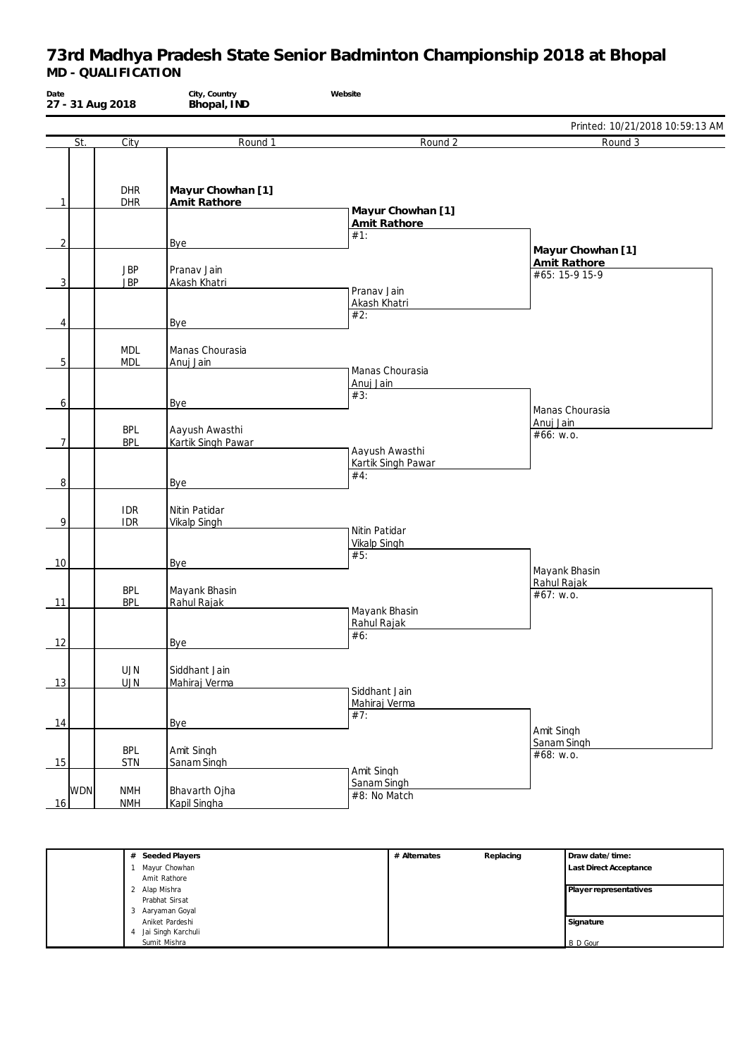# 73rd Madhya Pradesh State Senior Badminton Championship 2018 at Bhopal

**MD - QUALIFICATION**

| Date | City, Country | Website |
|---|---|---|
| 27 - 31 Aug 2018 | Bhopal, IND | |

Printed: 10/21/2018 10:59:13 AM

| | St. | City | Round 1 | Round 2 | Round 3 |
|---|---|---|---|---|---|
| 1 | | DHR / DHR | **Mayur Chowhan [1]** / **Amit Rathore** | **Mayur Chowhan [1]** / **Amit Rathore** #1: | **Mayur Chowhan [1]** / **Amit Rathore** #65: 15-9 15-9 |
| 2 | | | Bye | | |
| 3 | | JBP / JBP | Pranav Jain / Akash Khatri | Pranav Jain / Akash Khatri #2: | |
| 4 | | | Bye | | |
| 5 | | MDL / MDL | Manas Chourasia / Anuj Jain | Manas Chourasia / Anuj Jain #3: | Manas Chourasia / Anuj Jain #66: w.o. |
| 6 | | | Bye | | |
| 7 | | BPL / BPL | Aayush Awasthi / Kartik Singh Pawar | Aayush Awasthi / Kartik Singh Pawar #4: | |
| 8 | | | Bye | | |
| 9 | | IDR / IDR | Nitin Patidar / Vikalp Singh | Nitin Patidar / Vikalp Singh #5: | Mayank Bhasin / Rahul Rajak #67: w.o. |
| 10 | | | Bye | | |
| 11 | | BPL / BPL | Mayank Bhasin / Rahul Rajak | Mayank Bhasin / Rahul Rajak #6: | |
| 12 | | | Bye | | |
| 13 | | UJN / UJN | Siddhant Jain / Mahiraj Verma | Siddhant Jain / Mahiraj Verma #7: | Amit Singh / Sanam Singh #68: w.o. |
| 14 | | | Bye | | |
| 15 | | BPL / STN | Amit Singh / Sanam Singh | Amit Singh / Sanam Singh #8: No Match | |
| 16 | WDN | NMH / NMH | Bhavarth Ojha / Kapil Singha | | |

| # | Seeded Players | # Alternates | Replacing | Draw date/time: |
|---|---|---|---|---|
| 1 | Mayur Chowhan / Amit Rathore | | | Last Direct Acceptance |
| 2 | Alap Mishra / Prabhat Sirsat | | | Player representatives |
| 3 | Aaryaman Goyal / Aniket Pardeshi | | | Signature |
| 4 | Jai Singh Karchuli / Sumit Mishra | | | B D Gour |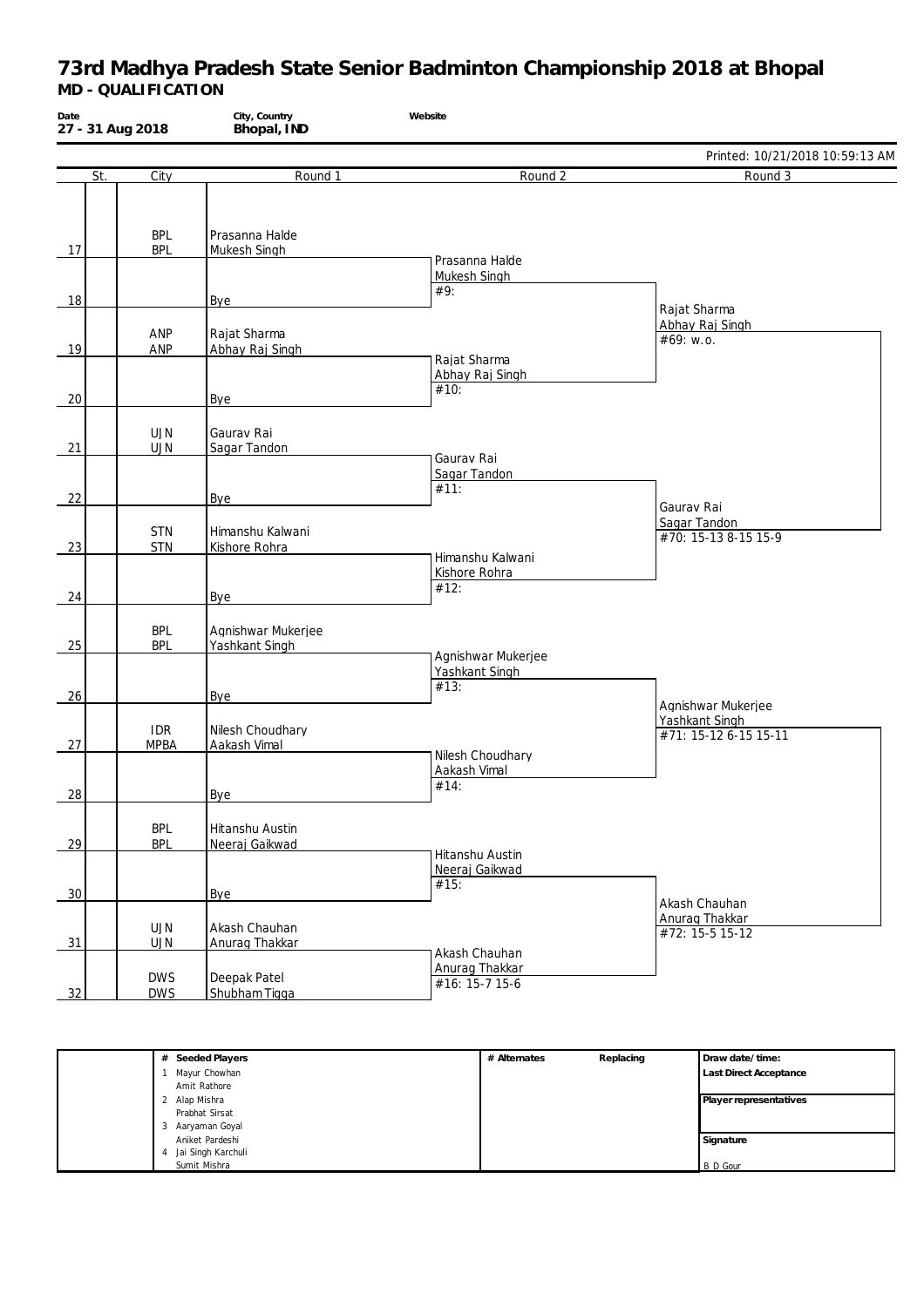# 73rd Madhya Pradesh State Senior Badminton Championship 2018 at Bhopal

**MD - QUALIFICATION**

| Date | City, Country | Website |
|---|---|---|
| 27 - 31 Aug 2018 | Bhopal, IND | |

Printed: 10/21/2018 10:59:13 AM

| # | St. | City | Round 1 | Round 2 | Round 3 |
|---|---|---|---|---|---|
| 17 | | BPL / BPL | Prasanna Halde / Mukesh Singh | Prasanna Halde / Mukesh Singh (#9:) | Rajat Sharma / Abhay Raj Singh (#69: w.o.) |
| 18 | | | Bye | | |
| 19 | | ANP / ANP | Rajat Sharma / Abhay Raj Singh | Rajat Sharma / Abhay Raj Singh (#10:) | |
| 20 | | | Bye | | |
| 21 | | UJN / UJN | Gaurav Rai / Sagar Tandon | Gaurav Rai / Sagar Tandon (#11:) | Gaurav Rai / Sagar Tandon (#70: 15-13 8-15 15-9) |
| 22 | | | Bye | | |
| 23 | | STN / STN | Himanshu Kalwani / Kishore Rohra | Himanshu Kalwani / Kishore Rohra (#12:) | |
| 24 | | | Bye | | |
| 25 | | BPL / BPL | Agnishwar Mukerjee / Yashkant Singh | Agnishwar Mukerjee / Yashkant Singh (#13:) | Agnishwar Mukerjee / Yashkant Singh (#71: 15-12 6-15 15-11) |
| 26 | | | Bye | | |
| 27 | | IDR / MPBA | Nilesh Choudhary / Aakash Vimal | Nilesh Choudhary / Aakash Vimal (#14:) | |
| 28 | | | Bye | | |
| 29 | | BPL / BPL | Hitanshu Austin / Neeraj Gaikwad | Hitanshu Austin / Neeraj Gaikwad (#15:) | Akash Chauhan / Anurag Thakkar (#72: 15-5 15-12) |
| 30 | | | Bye | | |
| 31 | | UJN / UJN | Akash Chauhan / Anurag Thakkar | Akash Chauhan / Anurag Thakkar (#16: 15-7 15-6) | |
| 32 | | DWS / DWS | Deepak Patel / Shubham Tigga | | |

| # | Seeded Players | # Alternates | Replacing | Draw date/time: |
|---|---|---|---|---|
| 1 | Mayur Chowhan / Amit Rathore | | | Last Direct Acceptance |
| 2 | Alap Mishra / Prabhat Sirsat | | | Player representatives |
| 3 | Aaryaman Goyal / Aniket Pardeshi | | | Signature |
| 4 | Jai Singh Karchuli / Sumit Mishra | | | B D Gour |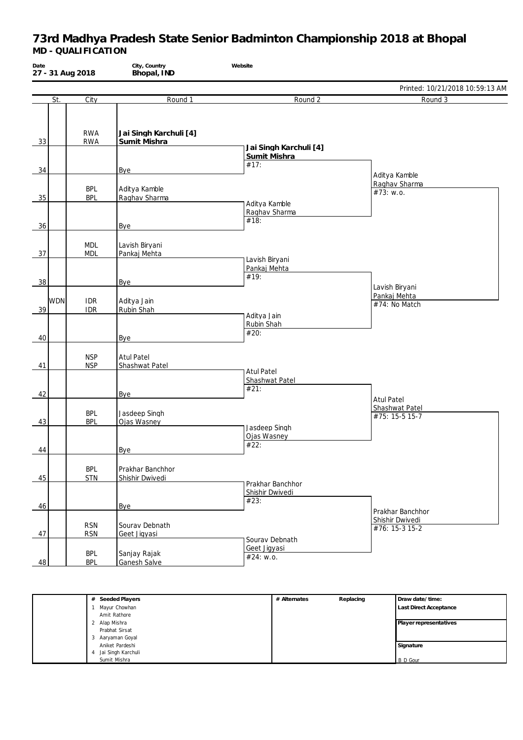# 73rd Madhya Pradesh State Senior Badminton Championship 2018 at Bhopal

**MD - QUALIFICATION**

| Date | City, Country | Website |
|---|---|---|
| 27 - 31 Aug 2018 | Bhopal, IND | |

Printed: 10/21/2018 10:59:13 AM

| # | St. | City | Round 1 | Round 2 | Round 3 |
|---|---|---|---|---|---|
| 33 | | RWA / RWA | **Jai Singh Karchuli [4] / Sumit Mishra** | **Jai Singh Karchuli [4] / Sumit Mishra** #17: | Aditya Kamble / Raghav Sharma #73: w.o. |
| 34 | | | Bye | | |
| 35 | | BPL / BPL | Aditya Kamble / Raghav Sharma | Aditya Kamble / Raghav Sharma #18: | |
| 36 | | | Bye | | |
| 37 | | MDL / MDL | Lavish Biryani / Pankaj Mehta | Lavish Biryani / Pankaj Mehta #19: | Lavish Biryani / Pankaj Mehta #74: No Match |
| 38 | | | Bye | | |
| 39 | WDN | IDR / IDR | Aditya Jain / Rubin Shah | Aditya Jain / Rubin Shah #20: | |
| 40 | | | Bye | | |
| 41 | | NSP / NSP | Atul Patel / Shashwat Patel | Atul Patel / Shashwat Patel #21: | Atul Patel / Shashwat Patel #75: 15-5 15-7 |
| 42 | | | Bye | | |
| 43 | | BPL / BPL | Jasdeep Singh / Ojas Wasney | Jasdeep Singh / Ojas Wasney #22: | |
| 44 | | | Bye | | |
| 45 | | BPL / STN | Prakhar Banchhor / Shishir Dwivedi | Prakhar Banchhor / Shishir Dwivedi #23: | Prakhar Banchhor / Shishir Dwivedi #76: 15-3 15-2 |
| 46 | | | Bye | | |
| 47 | | RSN / RSN | Sourav Debnath / Geet Jigyasi | Sourav Debnath / Geet Jigyasi #24: w.o. | |
| 48 | | BPL / BPL | Sanjay Rajak / Ganesh Salve | | |

| # | Seeded Players | # Alternates | Replacing | Draw date/time: |
|---|---|---|---|---|
| 1 | Mayur Chowhan / Amit Rathore | | | Last Direct Acceptance |
| 2 | Alap Mishra / Prabhat Sirsat | | | Player representatives |
| 3 | Aaryaman Goyal / Aniket Pardeshi | | | Signature |
| 4 | Jai Singh Karchuli / Sumit Mishra | | | B D Gour |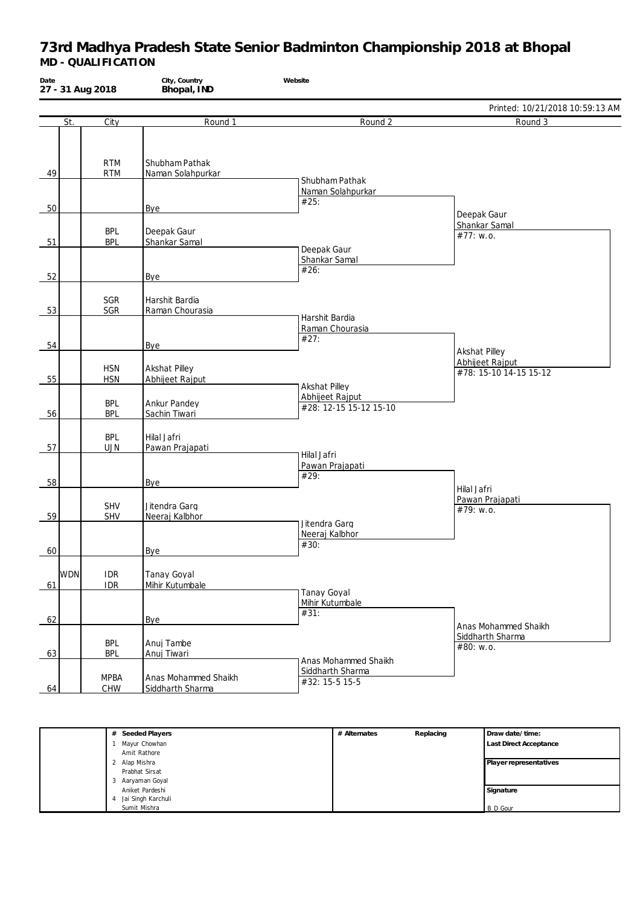# 73rd Madhya Pradesh State Senior Badminton Championship 2018 at Bhopal

**MD - QUALIFICATION**

| Date | City, Country | Website |
|---|---|---|
| 27 - 31 Aug 2018 | Bhopal, IND | |

Printed: 10/21/2018 10:59:13 AM

| # | St. | City | Round 1 | Round 2 | Round 3 |
|---|---|---|---|---|---|
| 49 | | RTM / RTM | Shubham Pathak / Naman Solahpurkar | Shubham Pathak / Naman Solahpurkar #25: | |
| 50 | | | Bye | | Deepak Gaur / Shankar Samal #77: w.o. |
| 51 | | BPL / BPL | Deepak Gaur / Shankar Samal | Deepak Gaur / Shankar Samal #26: | |
| 52 | | | Bye | | |
| 53 | | SGR / SGR | Harshit Bardia / Raman Chourasia | Harshit Bardia / Raman Chourasia #27: | |
| 54 | | | Bye | | Akshat Pilley / Abhjeet Rajput #78: 15-10 14-15 15-12 |
| 55 | | HSN / HSN | Akshat Pilley / Abhjeet Rajput | Akshat Pilley / Abhjeet Rajput #28: 12-15 15-12 15-10 | |
| 56 | | BPL / BPL | Ankur Pandey / Sachin Tiwari | | |
| 57 | | BPL / UJN | Hilal Jafri / Pawan Prajapati | Hilal Jafri / Pawan Prajapati #29: | |
| 58 | | | Bye | | Hilal Jafri / Pawan Prajapati #79: w.o. |
| 59 | | SHV / SHV | Jitendra Garg / Neeraj Kalbhor | Jitendra Garg / Neeraj Kalbhor #30: | |
| 60 | | | Bye | | |
| 61 | WDN | IDR / IDR | Tanay Goyal / Mihir Kutumbale | Tanay Goyal / Mihir Kutumbale #31: | |
| 62 | | | Bye | | Anas Mohammed Shaikh / Siddharth Sharma #80: w.o. |
| 63 | | BPL / BPL | Anuj Tambe / Anuj Tiwari | Anas Mohammed Shaikh / Siddharth Sharma #32: 15-5 15-5 | |
| 64 | | MPBA / CHW | Anas Mohammed Shaikh / Siddharth Sharma | | |

| # | Seeded Players | # Alternates | Replacing | |
|---|---|---|---|---|
| 1 | Mayur Chowhan / Amit Rathore | | | Draw date/time: |
| 2 | Alap Mishra / Prabhat Sirsat | | | Last Direct Acceptance |
| 3 | Aaryaman Goyal / Aniket Pardeshi | | | Player representatives |
| 4 | Jai Singh Karchuli / Sumit Mishra | | | Signature: B D Gour |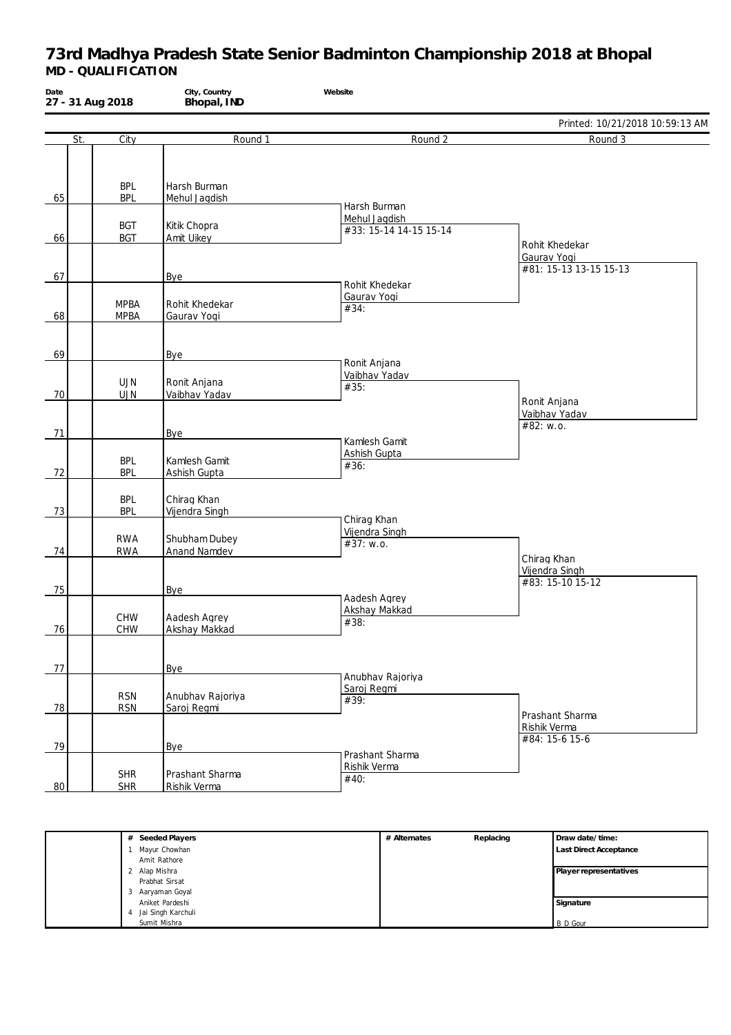# 73rd Madhya Pradesh State Senior Badminton Championship 2018 at Bhopal

**MD - QUALIFICATION**

| Date | City, Country | Website |
|---|---|---|
| 27 - 31 Aug 2018 | Bhopal, IND | |

Printed: 10/21/2018 10:59:13 AM

| # | St. | City | Round 1 | Round 2 | Round 3 |
|---|---|---|---|---|---|
| 65 | | BPL / BPL | Harsh Burman / Mehul Jagdish | Harsh Burman / Mehul Jagdish #33: 15-14 14-15 15-14 | Rohit Khedekar / Gaurav Yogi #81: 15-13 13-15 15-13 |
| 66 | | BGT / BGT | Kitik Chopra / Amit Uikey | | |
| 67 | | | Bye | Rohit Khedekar / Gaurav Yogi #34: | |
| 68 | | MPBA / MPBA | Rohit Khedekar / Gaurav Yogi | | |
| 69 | | | Bye | Ronit Anjana / Vaibhav Yadav #35: | Ronit Anjana / Vaibhav Yadav #82: w.o. |
| 70 | | UJN / UJN | Ronit Anjana / Vaibhav Yadav | | |
| 71 | | | Bye | Kamlesh Gamit / Ashish Gupta #36: | |
| 72 | | BPL / BPL | Kamlesh Gamit / Ashish Gupta | | |
| 73 | | BPL / BPL | Chirag Khan / Vijendra Singh | Chirag Khan / Vijendra Singh #37: w.o. | Chirag Khan / Vijendra Singh #83: 15-10 15-12 |
| 74 | | RWA / RWA | Shubham Dubey / Anand Namdev | | |
| 75 | | | Bye | Aadesh Agrey / Akshay Makkad #38: | |
| 76 | | CHW / CHW | Aadesh Agrey / Akshay Makkad | | |
| 77 | | | Bye | Anubhav Rajoriya / Saroj Regmi #39: | Prashant Sharma / Rishik Verma #84: 15-6 15-6 |
| 78 | | RSN / RSN | Anubhav Rajoriya / Saroj Regmi | | |
| 79 | | | Bye | Prashant Sharma / Rishik Verma #40: | |
| 80 | | SHR / SHR | Prashant Sharma / Rishik Verma | | |

| # | Seeded Players | # Alternates | Replacing | Draw date/time: |
|---|---|---|---|---|
| 1 | Mayur Chowhan / Amit Rathore | | | Last Direct Acceptance |
| 2 | Alap Mishra / Prabhat Sirsat | | | Player representatives |
| 3 | Aaryaman Goyal / Aniket Pardeshi | | | Signature |
| 4 | Jai Singh Karchuli / Sumit Mishra | | | B D Gour |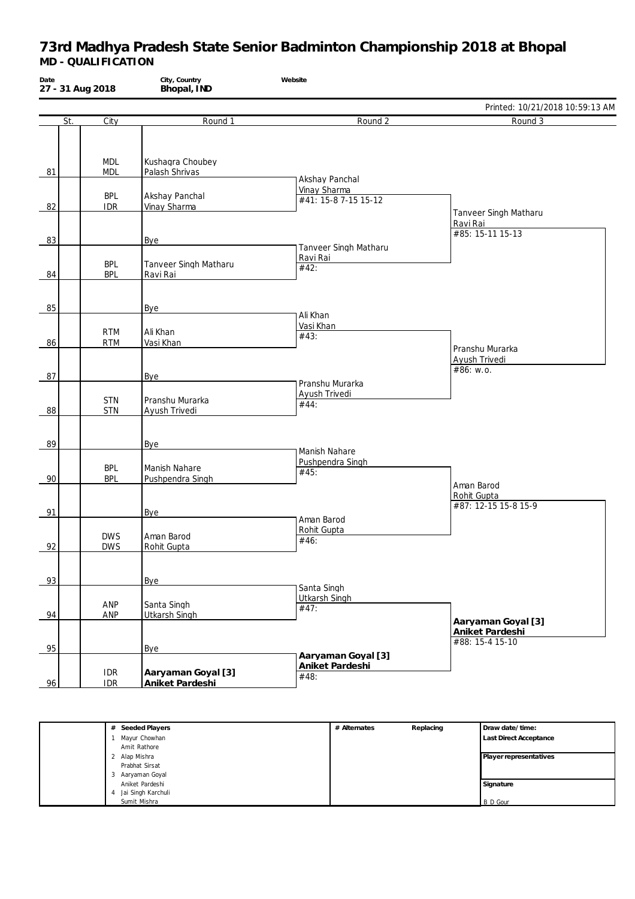# 73rd Madhya Pradesh State Senior Badminton Championship 2018 at Bhopal

**MD - QUALIFICATION**

| Date | City, Country | Website |
|---|---|---|
| 27 - 31 Aug 2018 | Bhopal, IND | |

Printed: 10/21/2018 10:59:13 AM

| | St. | City | Round 1 | Round 2 | Round 3 |
|---|---|---|---|---|---|
| 81 | | MDL / MDL | Kushagra Choubey / Palash Shrivas | | |
| | | | | Akshay Panchal / Vinay Sharma #41: 15-8 7-15 15-12 | |
| 82 | | BPL / IDR | Akshay Panchal / Vinay Sharma | | |
| | | | | | Tanveer Singh Matharu / Ravi Rai #85: 15-11 15-13 |
| 83 | | | Bye | | |
| | | | | Tanveer Singh Matharu / Ravi Rai #42: | |
| 84 | | BPL / BPL | Tanveer Singh Matharu / Ravi Rai | | |
| 85 | | | Bye | | |
| | | | | Ali Khan / Vasi Khan #43: | |
| 86 | | RTM / RTM | Ali Khan / Vasi Khan | | |
| | | | | | Pranshu Murarka / Ayush Trivedi #86: w.o. |
| 87 | | | Bye | | |
| | | | | Pranshu Murarka / Ayush Trivedi #44: | |
| 88 | | STN / STN | Pranshu Murarka / Ayush Trivedi | | |
| 89 | | | Bye | | |
| | | | | Manish Nahare / Pushpendra Singh #45: | |
| 90 | | BPL / BPL | Manish Nahare / Pushpendra Singh | | |
| | | | | | Aman Barod / Rohit Gupta #87: 12-15 15-8 15-9 |
| 91 | | | Bye | | |
| | | | | Aman Barod / Rohit Gupta #46: | |
| 92 | | DWS / DWS | Aman Barod / Rohit Gupta | | |
| 93 | | | Bye | | |
| | | | | Santa Singh / Utkarsh Singh #47: | |
| 94 | | ANP / ANP | Santa Singh / Utkarsh Singh | | |
| | | | | | **Aaryaman Goyal [3] / Aniket Pardeshi** #88: 15-4 15-10 |
| 95 | | | Bye | | |
| | | | | **Aaryaman Goyal [3] / Aniket Pardeshi** #48: | |
| 96 | | IDR / IDR | **Aaryaman Goyal [3] / Aniket Pardeshi** | | |

| # | Seeded Players | # Alternates | Replacing | Draw date/time: |
|---|---|---|---|---|
| 1 | Mayur Chowhan / Amit Rathore | | | Last Direct Acceptance |
| 2 | Alap Mishra / Prabhat Sirsat | | | Player representatives |
| 3 | Aaryaman Goyal / Aniket Pardeshi | | | Signature |
| 4 | Jai Singh Karchuli / Sumit Mishra | | | B D Gour |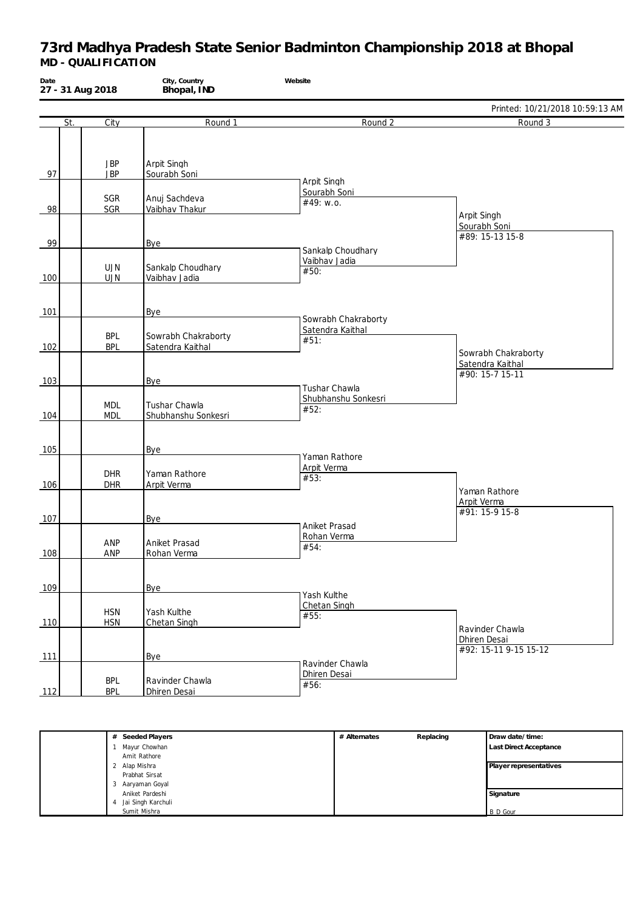# 73rd Madhya Pradesh State Senior Badminton Championship 2018 at Bhopal

**MD - QUALIFICATION**

| Date | City, Country | Website |
|---|---|---|
| 27 - 31 Aug 2018 | Bhopal, IND | |

Printed: 10/21/2018 10:59:13 AM

| # | St. | City | Round 1 | Round 2 | Round 3 |
|---|---|---|---|---|---|
| 97 | | JBP / JBP | Arpit Singh / Sourabh Soni | Arpit Singh / Sourabh Soni #49: w.o. | Arpit Singh / Sourabh Soni #89: 15-13 15-8 |
| 98 | | SGR / SGR | Anuj Sachdeva / Vaibhav Thakur | | |
| 99 | | | Bye | Sankalp Choudhary / Vaibhav Jadia #50: | |
| 100 | | UJN / UJN | Sankalp Choudhary / Vaibhav Jadia | | |
| 101 | | | Bye | Sowrabh Chakraborty / Satendra Kaithal #51: | Sowrabh Chakraborty / Satendra Kaithal #90: 15-7 15-11 |
| 102 | | BPL / BPL | Sowrabh Chakraborty / Satendra Kaithal | | |
| 103 | | | Bye | Tushar Chawla / Shubhanshu Sonkesri #52: | |
| 104 | | MDL / MDL | Tushar Chawla / Shubhanshu Sonkesri | | |
| 105 | | | Bye | Yaman Rathore / Arpit Verma #53: | Yaman Rathore / Arpit Verma #91: 15-9 15-8 |
| 106 | | DHR / DHR | Yaman Rathore / Arpit Verma | | |
| 107 | | | Bye | Aniket Prasad / Rohan Verma #54: | |
| 108 | | ANP / ANP | Aniket Prasad / Rohan Verma | | |
| 109 | | | Bye | Yash Kulthe / Chetan Singh #55: | Ravinder Chawla / Dhiren Desai #92: 15-11 9-15 15-12 |
| 110 | | HSN / HSN | Yash Kulthe / Chetan Singh | | |
| 111 | | | Bye | Ravinder Chawla / Dhiren Desai #56: | |
| 112 | | BPL / BPL | Ravinder Chawla / Dhiren Desai | | |

| # | Seeded Players | # Alternates | Replacing | Draw date/time: |
|---|---|---|---|---|
| 1 | Mayur Chowhan / Amit Rathore | | | Last Direct Acceptance |
| 2 | Alap Mishra / Prabhat Sirsat | | | Player representatives |
| 3 | Aaryaman Goyal / Aniket Pardeshi | | | Signature |
| 4 | Jai Singh Karchuli / Sumit Mishra | | | B D Gour |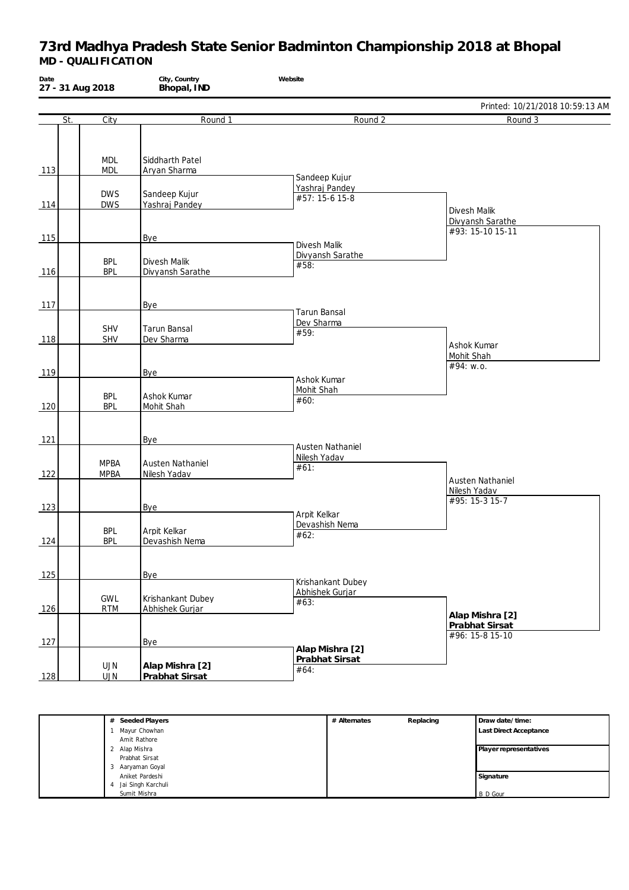# 73rd Madhya Pradesh State Senior Badminton Championship 2018 at Bhopal

## MD - QUALIFICATION

| Date | City, Country | Website |
|---|---|---|
| 27 - 31 Aug 2018 | Bhopal, IND | |

Printed: 10/21/2018 10:59:13 AM

| | St. | City | Round 1 | Round 2 | Round 3 |
|---|---|---|---|---|---|
| 113 | | MDL / MDL | Siddharth Patel / Aryan Sharma | | |
| | | | | Sandeep Kujur / Yashraj Pandey #57: 15-6 15-8 | |
| 114 | | DWS / DWS | Sandeep Kujur / Yashraj Pandey | | |
| | | | | | Divesh Malik / Divyansh Sarathe #93: 15-10 15-11 |
| 115 | | | Bye | | |
| | | | | Divesh Malik / Divyansh Sarathe #58: | |
| 116 | | BPL / BPL | Divesh Malik / Divyansh Sarathe | | |
| 117 | | | Bye | | |
| | | | | Tarun Bansal / Dev Sharma #59: | |
| 118 | | SHV / SHV | Tarun Bansal / Dev Sharma | | |
| | | | | | Ashok Kumar / Mohit Shah #94: w.o. |
| 119 | | | Bye | | |
| | | | | Ashok Kumar / Mohit Shah #60: | |
| 120 | | BPL / BPL | Ashok Kumar / Mohit Shah | | |
| 121 | | | Bye | | |
| | | | | Austen Nathaniel / Nilesh Yadav #61: | |
| 122 | | MPBA / MPBA | Austen Nathaniel / Nilesh Yadav | | |
| | | | | | Austen Nathaniel / Nilesh Yadav #95: 15-3 15-7 |
| 123 | | | Bye | | |
| | | | | Arpit Kelkar / Devashish Nema #62: | |
| 124 | | BPL / BPL | Arpit Kelkar / Devashish Nema | | |
| 125 | | | Bye | | |
| | | | | Krishankant Dubey / Abhishek Gurjar #63: | |
| 126 | | GWL / RTM | Krishankant Dubey / Abhishek Gurjar | | |
| | | | | | **Alap Mishra [2] / Prabhat Sirsat** #96: 15-8 15-10 |
| 127 | | | Bye | | |
| | | | | **Alap Mishra [2] / Prabhat Sirsat** #64: | |
| 128 | | UJN / UJN | **Alap Mishra [2] / Prabhat Sirsat** | | |

| # | Seeded Players | # Alternates | Replacing | Draw date/time: |
|---|---|---|---|---|
| 1 | Mayur Chowhan / Amit Rathore | | | Last Direct Acceptance |
| 2 | Alap Mishra / Prabhat Sirsat | | | Player representatives |
| 3 | Aaryaman Goyal / Aniket Pardeshi | | | Signature |
| 4 | Jai Singh Karchuli / Sumit Mishra | | | B D Gour |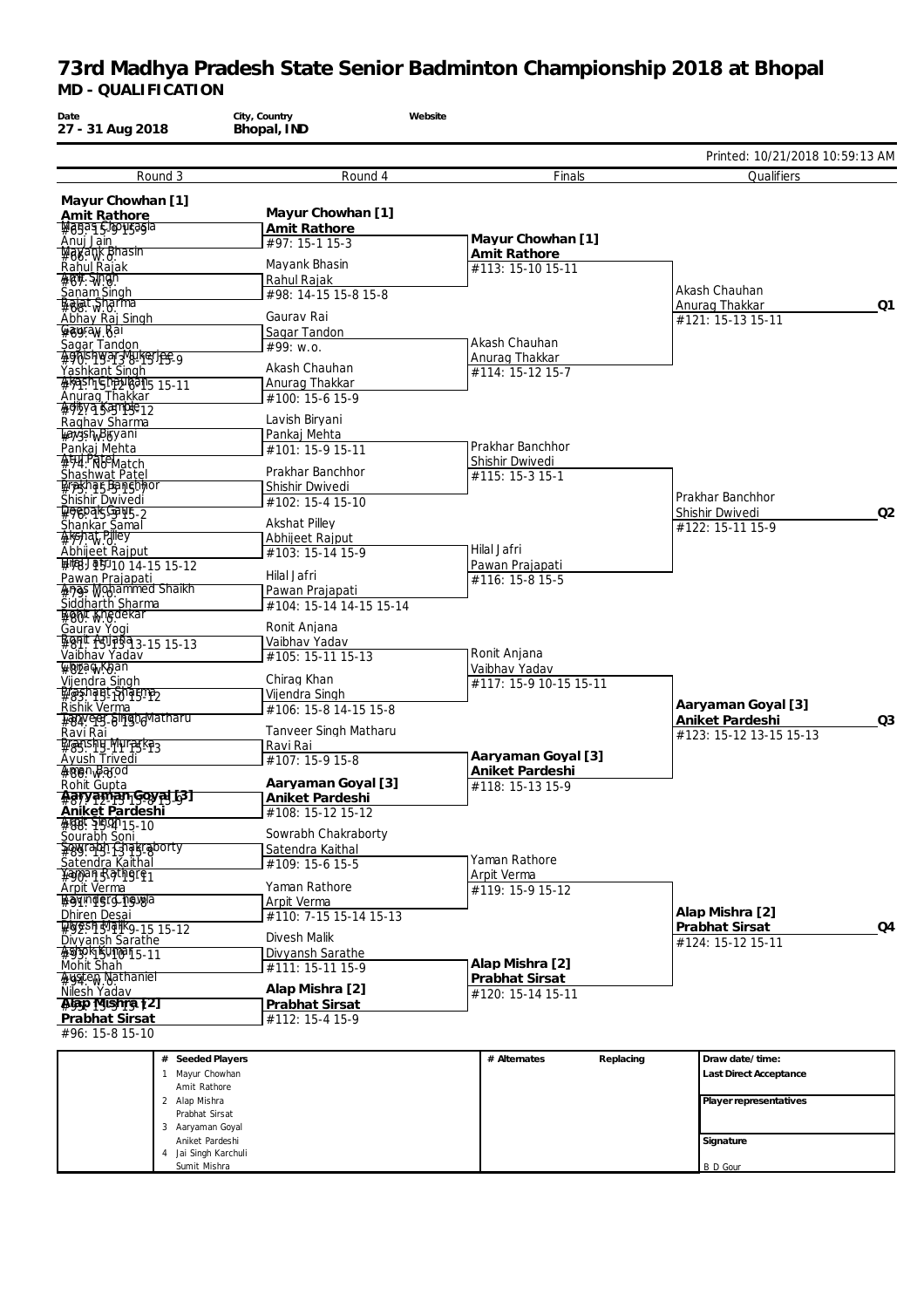# 73rd Madhya Pradesh State Senior Badminton Championship 2018 at Bhopal

**MD - QUALIFICATION**

| Date | City, Country | Website |
|---|---|---|
| 27 - 31 Aug 2018 | Bhopal, IND | |

Printed: 10/21/2018 10:59:13 AM

## Round 3

- **Mayur Chowhan [1] / Amit Rathore** vs Manas Chourasia / Anuj Jain — #65: 15-9 15-9
- Mayank Bhasin / Rahul Rajak — #66: w.o.
- Amit Singh / Sanam Singh — #67: w.o.
- Rajat Sharma / Abhay Raj Singh — #68: w.o.
- Gaurav Rai / Sagar Tandon — #69: w.o.
- Ashishwar Mukerjee / Yashkant Singh — #70: 15-13 8-15 15-9
- Akash Chauhan / Anurag Thakkar — #71: 15-12 6-15 15-11
- Aditya Kamble / Raghav Sharma — #72: 15-5 15-12
- Lavish Biryani / Pankaj Mehta — #73: w.o.
- Atul Patel / Shashwat Patel — #74: No Match
- Prakhar Banchhor / Shishir Dwivedi — #75: 15-0
- Deepak Gaur / Shankar Samal — #76: 15-3 15-2
- Akshat Pilley / Abhijeet Rajput — #77: w.o.
- Hilal Jafri / Pawan Prajapati — #78: 15-10 14-15 15-12
- Anas Mohammed Shaikh / Siddharth Sharma — #79: w.o.
- Rohit Khedekar / Gaurav Yogi — #80: w.o.
- Ronit Anjana / Vaibhav Yadav — #81: 15-13 13-15 15-13
- Chirag Khan / Vijendra Singh — #82: w.o.
- Prashant Sharma / Rishik Verma — #83: 15-10 15-12
- Tanveer Singh Matharu / Ravi Rai — #84: 15-8 15-6
- Pranshu Murarka / Ayush Trivedi — #85: 15-11 15-13
- Aman Barod / Rohit Gupta — #86: w.o.
- **Aaryaman Goyal [3] / Aniket Pardeshi** — #87: 12-15 15-8 15-9
- Amit Singh / Sourabh Soni — #88: 15-4 15-10
- Sowrabh Chakraborty / Satendra Kaithal — #89: 15-13 15-8
- Yaman Rathore / Arpit Verma — #90: 15-7 15-11
- Harvinder Lowla / Dhiren Desai — #91: 15-6 15-8
- Divesh Malik / Divyansh Sarathe — #92: 15-11 9-15 15-12
- Ashok Kumar / Mohit Shah — #93: 15-10 15-11
- Augsten Nathaniel / Nilesh Yadav — #94: w.o.
- **Alap Mishra [2] / Prabhat Sirsat** — #95: 15-9 15-7
- #96: 15-8 15-10

## Round 4

- **Mayur Chowhan [1] / Amit Rathore** — #97: 15-1 15-3
- Mayank Bhasin / Rahul Rajak — #98: 14-15 15-8 15-8
- Gaurav Rai / Sagar Tandon — #99: w.o.
- Akash Chauhan / Anurag Thakkar — #100: 15-6 15-9
- Lavish Biryani / Pankaj Mehta — #101: 15-9 15-11
- Prakhar Banchhor / Shishir Dwivedi — #102: 15-4 15-10
- Akshat Pilley / Abhijeet Rajput — #103: 15-14 15-9
- Hilal Jafri / Pawan Prajapati — #104: 15-14 14-15 15-14
- Ronit Anjana / Vaibhav Yadav — #105: 15-11 15-13
- Chirag Khan / Vijendra Singh — #106: 15-8 14-15 15-8
- Tanveer Singh Matharu / Ravi Rai — #107: 15-9 15-8
- **Aaryaman Goyal [3] / Aniket Pardeshi** — #108: 15-12 15-12
- Sowrabh Chakraborty / Satendra Kaithal — #109: 15-6 15-5
- Yaman Rathore / Arpit Verma — #110: 7-15 15-14 15-13
- Divesh Malik / Divyansh Sarathe — #111: 15-11 15-9
- **Alap Mishra [2] / Prabhat Sirsat** — #112: 15-4 15-9

## Finals

- **Mayur Chowhan [1] / Amit Rathore** — #113: 15-10 15-11
- Akash Chauhan / Anurag Thakkar — #114: 15-12 15-7
- Prakhar Banchhor / Shishir Dwivedi — #115: 15-3 15-1
- Hilal Jafri / Pawan Prajapati — #116: 15-8 15-5
- Ronit Anjana / Vaibhav Yadav — #117: 15-9 10-15 15-11
- **Aaryaman Goyal [3] / Aniket Pardeshi** — #118: 15-13 15-9
- Yaman Rathore / Arpit Verma — #119: 15-9 15-12
- **Alap Mishra [2] / Prabhat Sirsat** — #120: 15-14 15-11

## Qualifiers

- Q1: Akash Chauhan / Anurag Thakkar — #121: 15-13 15-11
- Q2: Prakhar Banchhor / Shishir Dwivedi — #122: 15-11 15-9
- Q3: **Aaryaman Goyal [3] / Aniket Pardeshi** — #123: 15-12 13-15 15-13
- Q4: **Alap Mishra [2] / Prabhat Sirsat** — #124: 15-12 15-11

| # | Seeded Players | # Alternates | Replacing | Draw date/time: |
|---|---|---|---|---|
| 1 | Mayur Chowhan / Amit Rathore | | | Last Direct Acceptance |
| 2 | Alap Mishra / Prabhat Sirsat | | | Player representatives |
| 3 | Aaryaman Goyal / Aniket Pardeshi | | | Signature |
| 4 | Jai Singh Karchuli / Sumit Mishra | | | B D Gour |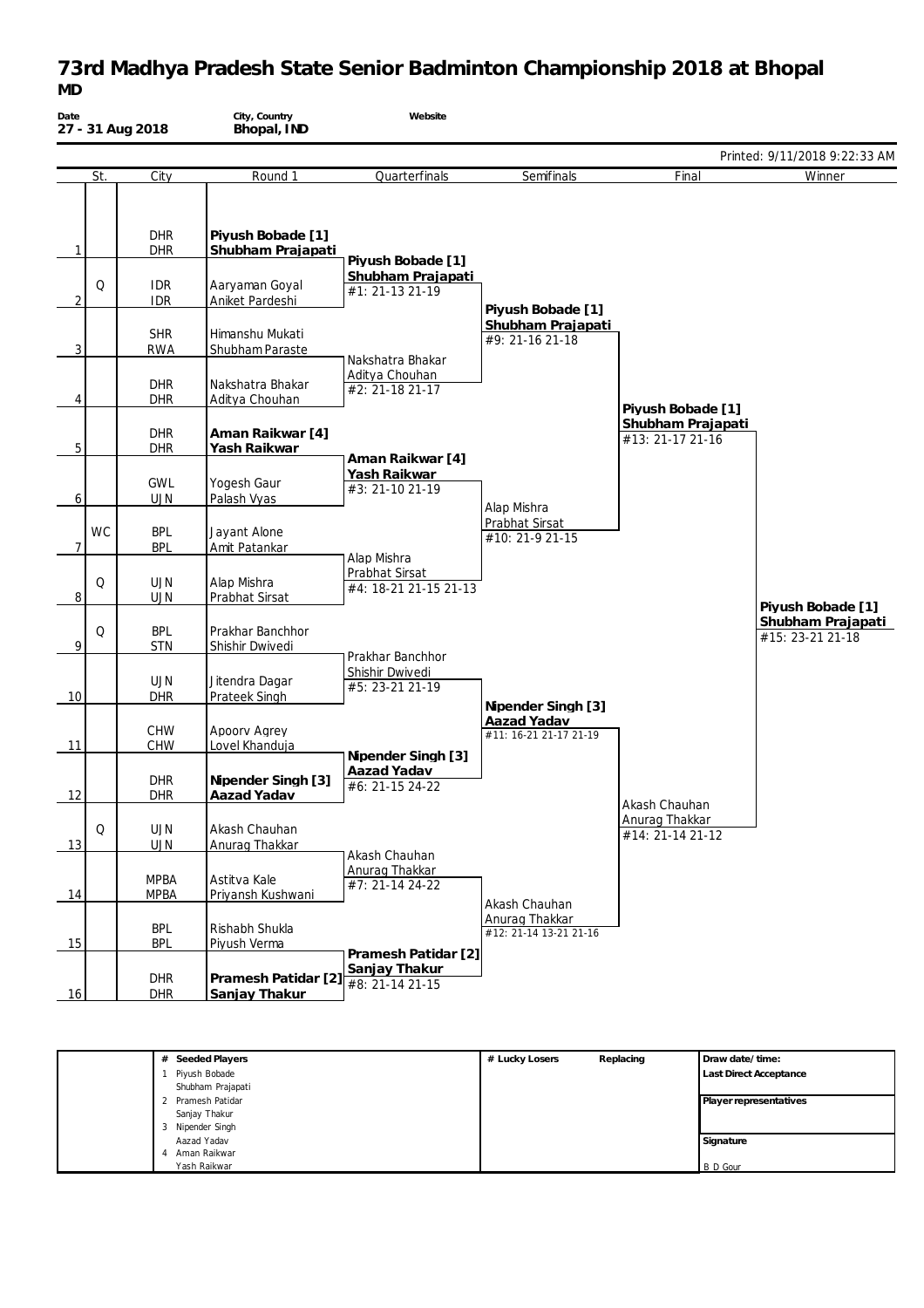# 73rd Madhya Pradesh State Senior Badminton Championship 2018 at Bhopal

**MD**

| Date | City, Country | Website |
|---|---|---|
| 27 - 31 Aug 2018 | Bhopal, IND | |

Printed: 9/11/2018 9:22:33 AM

| | St. | City | Round 1 | Quarterfinals | Semifinals | Final | Winner |
|---|---|---|---|---|---|---|---|
| 1 | | DHR / DHR | **Piyush Bobade [1]** / **Shubham Prajapati** | **Piyush Bobade [1]** / **Shubham Prajapati** #1: 21-13 21-19 | | | |
| 2 | Q | IDR / IDR | Aaryaman Goyal / Aniket Pardeshi | | **Piyush Bobade [1]** / **Shubham Prajapati** #9: 21-16 21-18 | | |
| 3 | | SHR / RWA | Himanshu Mukati / Shubham Paraste | Nakshatra Bhakar / Aditya Chouhan #2: 21-18 21-17 | | | |
| 4 | | DHR / DHR | Nakshatra Bhakar / Aditya Chouhan | | | **Piyush Bobade [1]** / **Shubham Prajapati** #13: 21-17 21-16 | |
| 5 | | DHR / DHR | **Aman Raikwar [4]** / **Yash Raikwar** | **Aman Raikwar [4]** / **Yash Raikwar** #3: 21-10 21-19 | | | |
| 6 | | GWL / UJN | Yogesh Gaur / Palash Vyas | | Alap Mishra / Prabhat Sirsat #10: 21-9 21-15 | | |
| 7 | WC | BPL / BPL | Jayant Alone / Amit Patankar | Alap Mishra / Prabhat Sirsat #4: 18-21 21-15 21-13 | | | |
| 8 | Q | UJN / UJN | Alap Mishra / Prabhat Sirsat | | | | **Piyush Bobade [1]** / **Shubham Prajapati** #15: 23-21 21-18 |
| 9 | Q | BPL / STN | Prakhar Banchhor / Shishir Dwivedi | Prakhar Banchhor / Shishir Dwivedi #5: 23-21 21-19 | | | |
| 10 | | UJN / DHR | Jitendra Dagar / Prateek Singh | | **Nipender Singh [3]** / **Aazad Yadav** #11: 16-21 21-17 21-19 | | |
| 11 | | CHW / CHW | Apoorv Agrey / Lovel Khanduja | **Nipender Singh [3]** / **Aazad Yadav** #6: 21-15 24-22 | | | |
| 12 | | DHR / DHR | **Nipender Singh [3]** / **Aazad Yadav** | | | Akash Chauhan / Anurag Thakkar #14: 21-14 21-12 | |
| 13 | Q | UJN / UJN | Akash Chauhan / Anurag Thakkar | Akash Chauhan / Anurag Thakkar #7: 21-14 24-22 | | | |
| 14 | | MPBA / MPBA | Astitva Kale / Priyansh Kushwani | | Akash Chauhan / Anurag Thakkar #12: 21-14 13-21 21-16 | | |
| 15 | | BPL / BPL | Rishabh Shukla / Piyush Verma | **Pramesh Patidar [2]** / **Sanjay Thakur** #8: 21-14 21-15 | | | |
| 16 | | DHR / DHR | **Pramesh Patidar [2]** / **Sanjay Thakur** | | | | |

| # | Seeded Players | # Lucky Losers | Replacing | Draw date/time: |
|---|---|---|---|---|
| 1 | Piyush Bobade / Shubham Prajapati | | | Last Direct Acceptance |
| 2 | Pramesh Patidar / Sanjay Thakur | | | Player representatives |
| 3 | Nipender Singh / Aazad Yadav | | | Signature |
| 4 | Aman Raikwar / Yash Raikwar | | | B D Gour |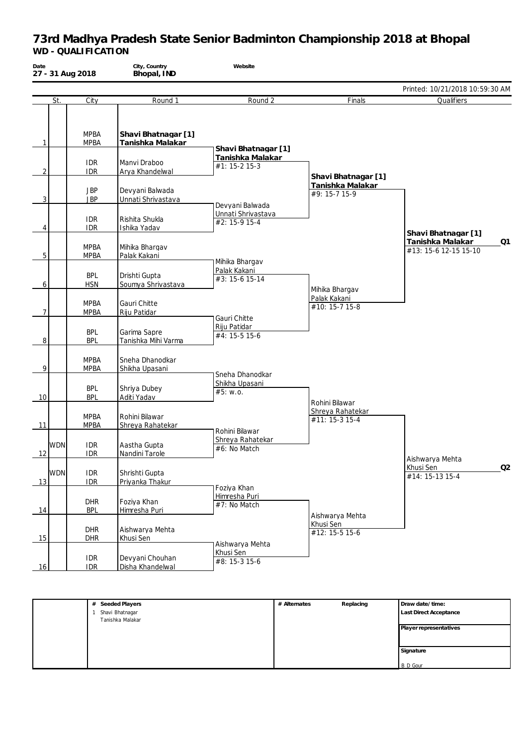# 73rd Madhya Pradesh State Senior Badminton Championship 2018 at Bhopal

**WD - QUALIFICATION**

| Date | City, Country | Website |
|---|---|---|
| 27 - 31 Aug 2018 | Bhopal, IND | |

Printed: 10/21/2018 10:59:30 AM

| # | St. | City | Round 1 | Round 2 | Finals | Qualifiers |
|---|---|---|---|---|---|---|
| 1 | | MPBA / MPBA | **Shavi Bhatnagar [1] / Tanishka Malakar** | **Shavi Bhatnagar [1] / Tanishka Malakar** #1: 15-2 15-3 | **Shavi Bhatnagar [1] / Tanishka Malakar** #9: 15-7 15-9 | **Shavi Bhatnagar [1] / Tanishka Malakar** #13: 15-6 12-15 15-10 — Q1 |
| 2 | | IDR / IDR | Manvi Draboo / Arya Khandelwal | | | |
| 3 | | JBP / JBP | Devyani Balwada / Unnati Shrivastava | Devyani Balwada / Unnati Shrivastava #2: 15-9 15-4 | | |
| 4 | | IDR / IDR | Rishita Shukla / Ishika Yadav | | | |
| 5 | | MPBA / MPBA | Mihika Bhargav / Palak Kakani | Mihika Bhargav / Palak Kakani #3: 15-6 15-14 | Mihika Bhargav / Palak Kakani #10: 15-7 15-8 | |
| 6 | | BPL / HSN | Drishti Gupta / Soumya Shrivastava | | | |
| 7 | | MPBA / MPBA | Gauri Chitte / Riju Patidar | Gauri Chitte / Riju Patidar #4: 15-5 15-6 | | |
| 8 | | BPL / BPL | Garima Sapre / Tanishka Mihi Varma | | | |
| 9 | | MPBA / MPBA | Sneha Dhanodkar / Shikha Upasani | Sneha Dhanodkar / Shikha Upasani #5: w.o. | Rohini Bilawar / Shreya Rahatekar #11: 15-3 15-4 | Aishwarya Mehta / Khusi Sen #14: 15-13 15-4 — Q2 |
| 10 | | BPL / BPL | Shriya Dubey / Aditi Yadav | | | |
| 11 | | MPBA / MPBA | Rohini Bilawar / Shreya Rahatekar | Rohini Bilawar / Shreya Rahatekar #6: No Match | | |
| 12 | WDN | IDR / IDR | Aastha Gupta / Nandini Tarole | | | |
| 13 | WDN | IDR / IDR | Shrishti Gupta / Priyanka Thakur | Foziya Khan / Himresha Puri #7: No Match | Aishwarya Mehta / Khusi Sen #12: 15-5 15-6 | |
| 14 | | DHR / BPL | Foziya Khan / Himresha Puri | | | |
| 15 | | DHR / DHR | Aishwarya Mehta / Khusi Sen | Aishwarya Mehta / Khusi Sen #8: 15-3 15-6 | | |
| 16 | | IDR / IDR | Devyani Chouhan / Disha Khandelwal | | | |

| # Seeded Players | # Alternates | Replacing | Draw date/time: |
|---|---|---|---|
| 1 Shavi Bhatnagar / Tanishka Malakar | | | Last Direct Acceptance |
| | | | Player representatives |
| | | | Signature: B D Gour |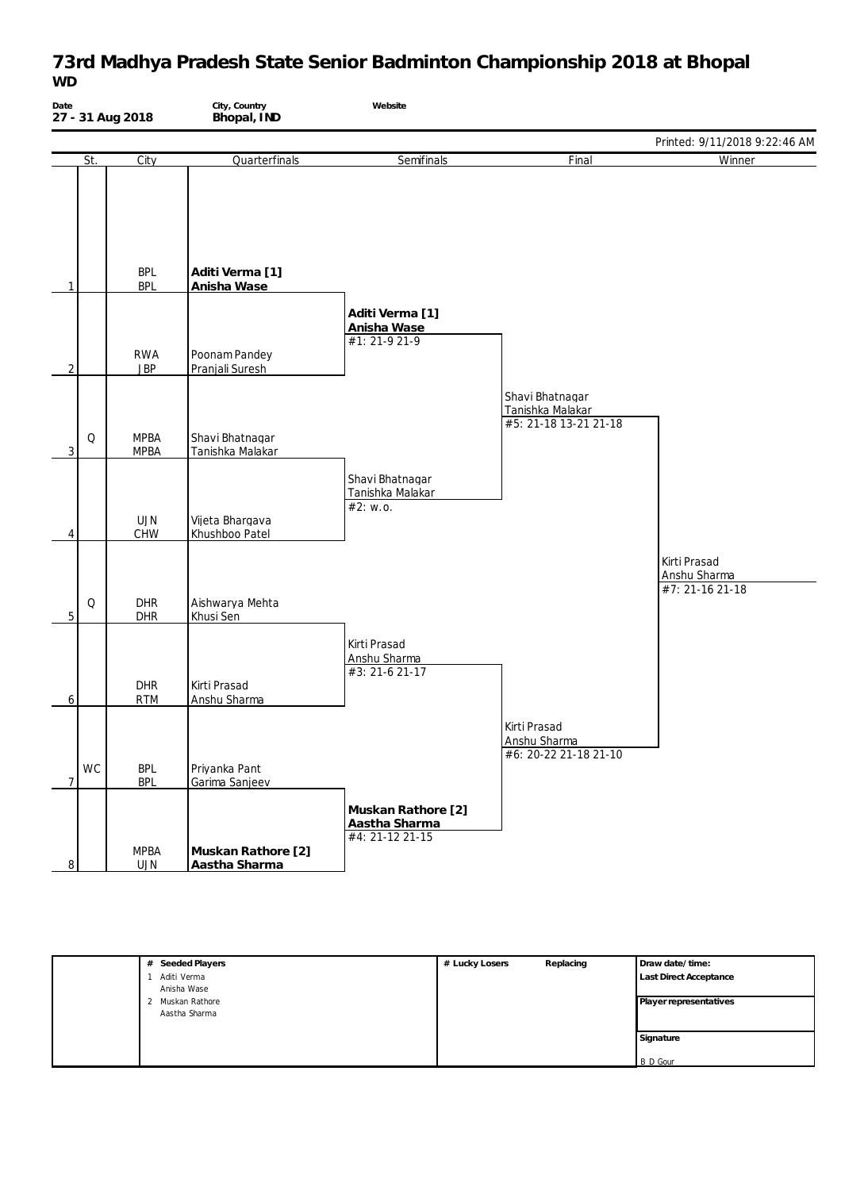# 73rd Madhya Pradesh State Senior Badminton Championship 2018 at Bhopal

**WD**

| Date | City, Country | Website |
|---|---|---|
| 27 - 31 Aug 2018 | Bhopal, IND | |

Printed: 9/11/2018 9:22:46 AM

| | St. | City | Quarterfinals | Semifinals | Final | Winner |
|---|---|---|---|---|---|---|
| 1 | | BPL / BPL | **Aditi Verma [1]** / **Anisha Wase** | | | |
| | | | | **Aditi Verma [1]** / **Anisha Wase** #1: 21-9 21-9 | | |
| 2 | | RWA / JBP | Poonam Pandey / Pranjali Suresh | | | |
| | | | | | Shavi Bhatnagar / Tanishka Malakar #5: 21-18 13-21 21-18 | |
| 3 | Q | MPBA / MPBA | Shavi Bhatnagar / Tanishka Malakar | | | |
| | | | | Shavi Bhatnagar / Tanishka Malakar #2: w.o. | | |
| 4 | | UJN / CHW | Vijeta Bhargava / Khushboo Patel | | | |
| | | | | | | Kirti Prasad / Anshu Sharma #7: 21-16 21-18 |
| 5 | Q | DHR / DHR | Aishwarya Mehta / Khusi Sen | | | |
| | | | | Kirti Prasad / Anshu Sharma #3: 21-6 21-17 | | |
| 6 | | DHR / RTM | Kirti Prasad / Anshu Sharma | | | |
| | | | | | Kirti Prasad / Anshu Sharma #6: 20-22 21-18 21-10 | |
| 7 | WC | BPL / BPL | Priyanka Pant / Garima Sanjeev | | | |
| | | | | **Muskan Rathore [2]** / **Aastha Sharma** #4: 21-12 21-15 | | |
| 8 | | MPBA / UJN | **Muskan Rathore [2]** / **Aastha Sharma** | | | |

| # Seeded Players | # Lucky Losers | Replacing | Draw date/time: |
|---|---|---|---|
| 1 Aditi Verma / Anisha Wase | | | Last Direct Acceptance |
| 2 Muskan Rathore / Aastha Sharma | | | Player representatives |
| | | | Signature |
| | | | B D Gour |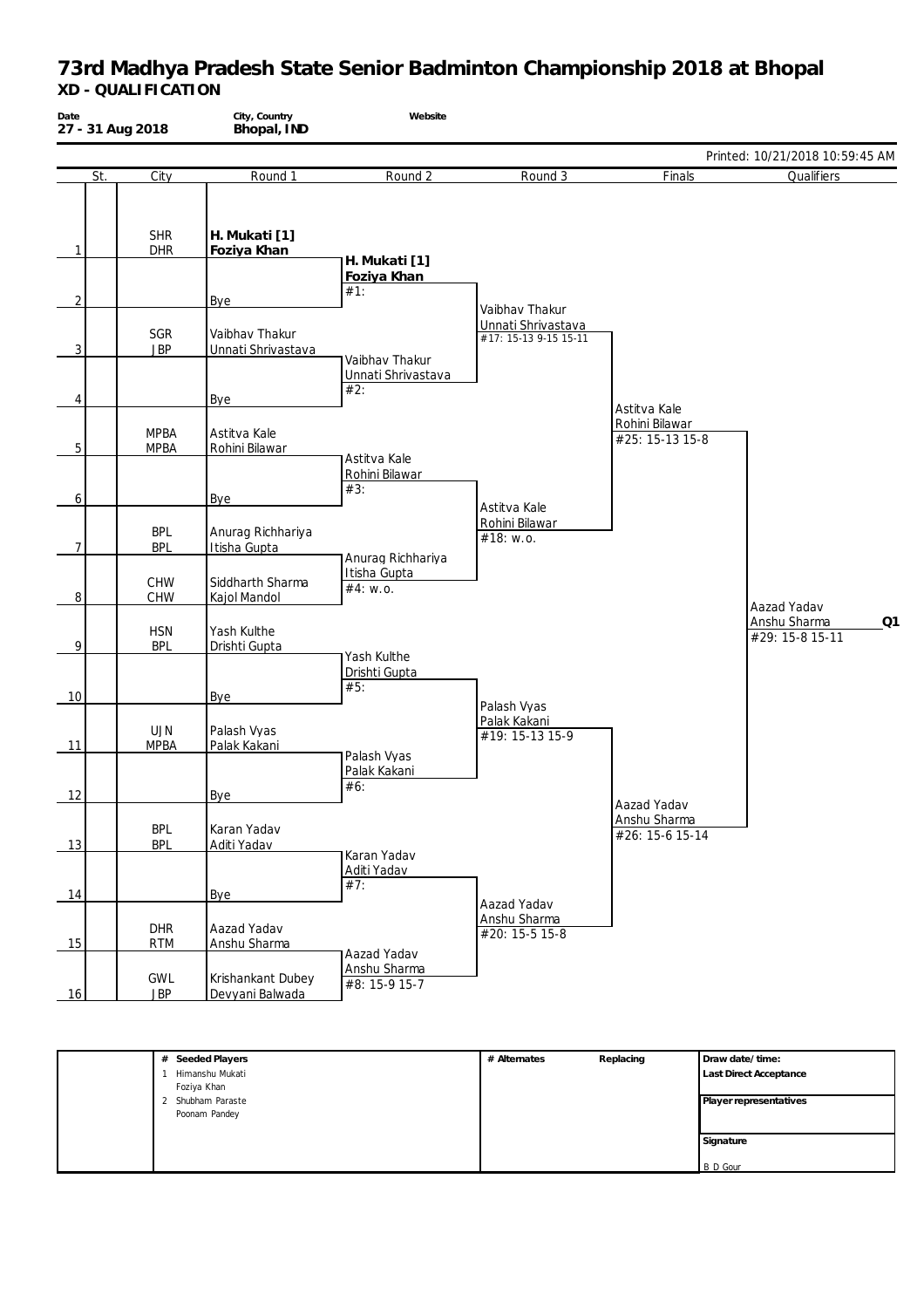# 73rd Madhya Pradesh State Senior Badminton Championship 2018 at Bhopal

**XD - QUALIFICATION**

| Date | City, Country | Website |
|---|---|---|
| 27 - 31 Aug 2018 | Bhopal, IND | |

Printed: 10/21/2018 10:59:45 AM

| | St. | City | Round 1 | Round 2 | Round 3 | Finals | Qualifiers |
|---|---|---|---|---|---|---|---|
| 1 | | SHR / DHR | **H. Mukati [1] / Foziya Khan** | **H. Mukati [1] / Foziya Khan** #1: | Vaibhav Thakur / Unnati Shrivastava #17: 15-13 9-15 15-11 | Astitva Kale / Rohini Bilawar #25: 15-13 15-8 | Aazad Yadav / Anshu Sharma #29: 15-8 15-11 **Q1** |
| 2 | | | Bye | | | | |
| 3 | | SGR / JBP | Vaibhav Thakur / Unnati Shrivastava | Vaibhav Thakur / Unnati Shrivastava #2: | | | |
| 4 | | | Bye | | | | |
| 5 | | MPBA / MPBA | Astitva Kale / Rohini Bilawar | Astitva Kale / Rohini Bilawar #3: | Astitva Kale / Rohini Bilawar #18: w.o. | | |
| 6 | | | Bye | | | | |
| 7 | | BPL / BPL | Anurag Richhariya / Itisha Gupta | Anurag Richhariya / Itisha Gupta #4: w.o. | | | |
| 8 | | CHW / CHW | Siddharth Sharma / Kajol Mandol | | | | |
| 9 | | HSN / BPL | Yash Kulthe / Drishti Gupta | Yash Kulthe / Drishti Gupta #5: | Palash Vyas / Palak Kakani #19: 15-13 15-9 | Aazad Yadav / Anshu Sharma #26: 15-6 15-14 | |
| 10 | | | Bye | | | | |
| 11 | | UJN / MPBA | Palash Vyas / Palak Kakani | Palash Vyas / Palak Kakani #6: | | | |
| 12 | | | Bye | | | | |
| 13 | | BPL / BPL | Karan Yadav / Aditi Yadav | Karan Yadav / Aditi Yadav #7: | Aazad Yadav / Anshu Sharma #20: 15-5 15-8 | | |
| 14 | | | Bye | | | | |
| 15 | | DHR / RTM | Aazad Yadav / Anshu Sharma | Aazad Yadav / Anshu Sharma #8: 15-9 15-7 | | | |
| 16 | | GWL / JBP | Krishankant Dubey / Devyani Balwada | | | | |

| # Seeded Players | # Alternates | Replacing | Draw date/time: |
|---|---|---|---|
| 1 Himanshu Mukati / Foziya Khan | | | Last Direct Acceptance |
| 2 Shubham Paraste / Poonam Pandey | | | Player representatives |
| | | | Signature |
| | | | B D Gour |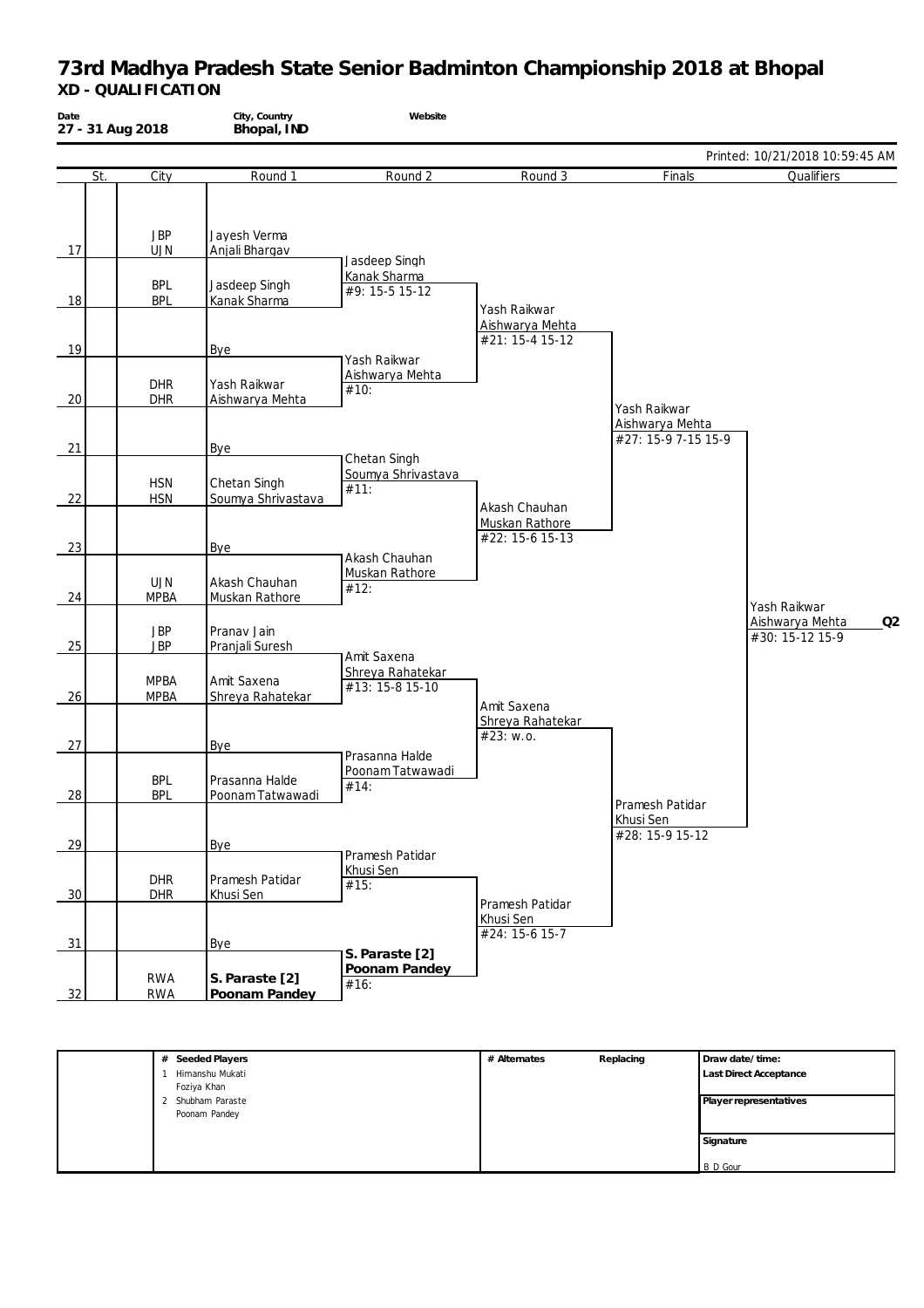# 73rd Madhya Pradesh State Senior Badminton Championship 2018 at Bhopal

**XD - QUALIFICATION**

| Date | City, Country | Website |
|---|---|---|
| 27 - 31 Aug 2018 | Bhopal, IND | |

Printed: 10/21/2018 10:59:45 AM

| | St. | City | Round 1 | Round 2 | Round 3 | Finals | Qualifiers |
|---|---|---|---|---|---|---|---|
| 17 | | JBP / UJN | Jayesh Verma / Anjali Bhargav | | | | |
| | | | | Jasdeep Singh / Kanak Sharma #9: 15-5 15-12 | | | |
| 18 | | BPL / BPL | Jasdeep Singh / Kanak Sharma | | | | |
| | | | | | Yash Raikwar / Aishwarya Mehta #21: 15-4 15-12 | | |
| 19 | | | Bye | | | | |
| | | | | Yash Raikwar / Aishwarya Mehta #10: | | | |
| 20 | | DHR / DHR | Yash Raikwar / Aishwarya Mehta | | | | |
| | | | | | | Yash Raikwar / Aishwarya Mehta #27: 15-9 7-15 15-9 | |
| 21 | | | Bye | | | | |
| | | | | Chetan Singh / Soumya Shrivastava #11: | | | |
| 22 | | HSN / HSN | Chetan Singh / Soumya Shrivastava | | | | |
| | | | | | Akash Chauhan / Muskan Rathore #22: 15-6 15-13 | | |
| 23 | | | Bye | | | | |
| | | | | Akash Chauhan / Muskan Rathore #12: | | | |
| 24 | | UJN / MPBA | Akash Chauhan / Muskan Rathore | | | | |
| | | | | | | | Yash Raikwar / Aishwarya Mehta #30: 15-12 15-9 **Q2** |
| 25 | | JBP / JBP | Pranav Jain / Pranjali Suresh | | | | |
| | | | | Amit Saxena / Shreya Rahatekar #13: 15-8 15-10 | | | |
| 26 | | MPBA / MPBA | Amit Saxena / Shreya Rahatekar | | | | |
| | | | | | Amit Saxena / Shreya Rahatekar #23: w.o. | | |
| 27 | | | Bye | | | | |
| | | | | Prasanna Halde / Poonam Tatwawadi #14: | | | |
| 28 | | BPL / BPL | Prasanna Halde / Poonam Tatwawadi | | | | |
| | | | | | | Pramesh Patidar / Khusi Sen #28: 15-9 15-12 | |
| 29 | | | Bye | | | | |
| | | | | Pramesh Patidar / Khusi Sen #15: | | | |
| 30 | | DHR / DHR | Pramesh Patidar / Khusi Sen | | | | |
| | | | | | Pramesh Patidar / Khusi Sen #24: 15-6 15-7 | | |
| 31 | | | Bye | | | | |
| | | | | **S. Paraste [2] / Poonam Pandey** #16: | | | |
| 32 | | RWA / RWA | **S. Paraste [2] / Poonam Pandey** | | | | |

| # Seeded Players | # Alternates | Replacing | Draw date/time: |
|---|---|---|---|
| 1 Himanshu Mukati / Foziya Khan | | | Last Direct Acceptance |
| 2 Shubham Paraste / Poonam Pandey | | | Player representatives |
| | | | Signature |
| | | | B D Gour |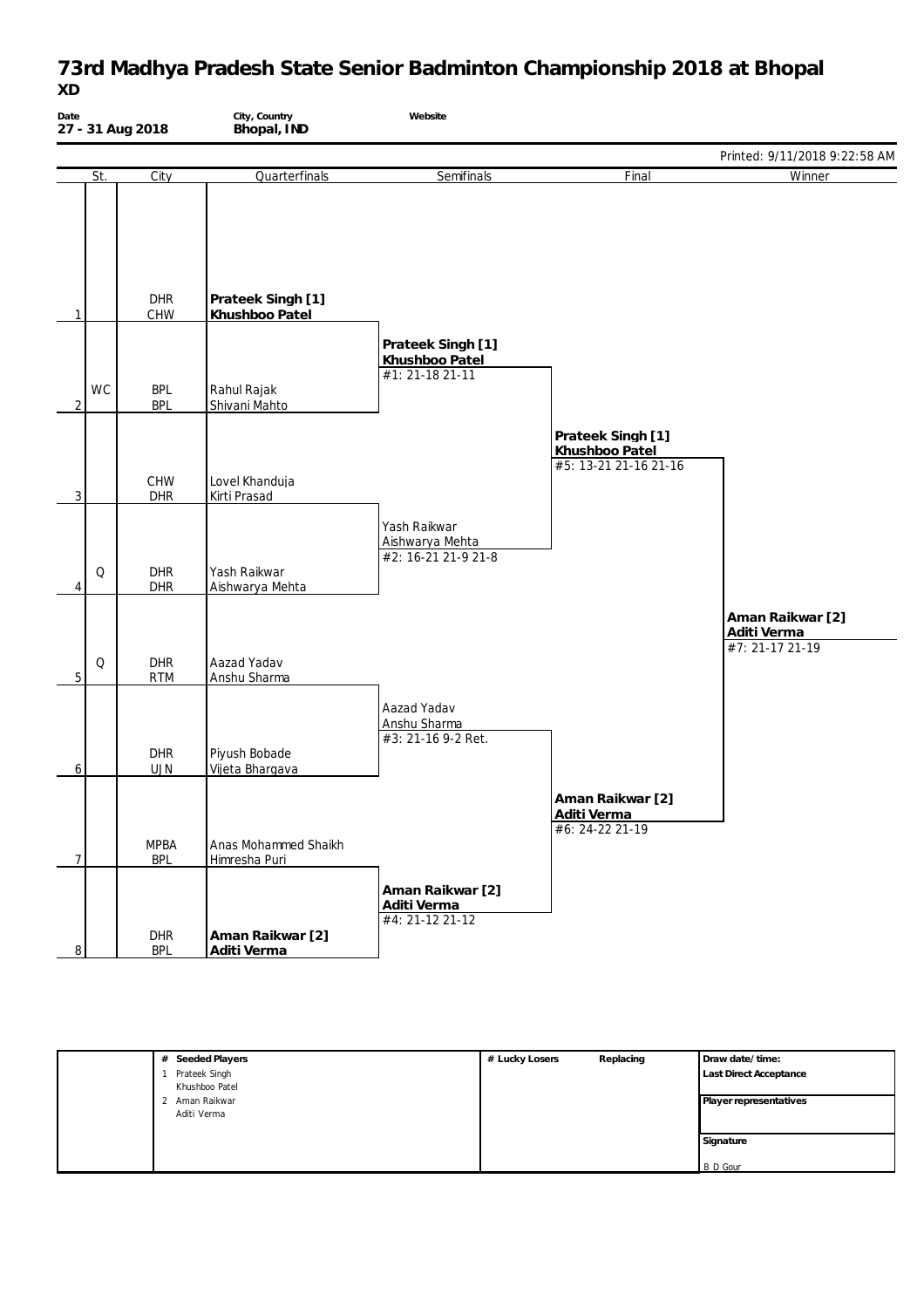# 73rd Madhya Pradesh State Senior Badminton Championship 2018 at Bhopal

## XD

**Date** 27 - 31 Aug 2018 | **City, Country** Bhopal, IND | **Website**

Printed: 9/11/2018 9:22:58 AM

| | St. | City | Quarterfinals | Semifinals | Final | Winner |
|---|---|---|---|---|---|---|
| 1 | | DHR / CHW | **Prateek Singh [1]** / **Khushboo Patel** | | | |
| | | | | **Prateek Singh [1]** / **Khushboo Patel** / #1: 21-18 21-11 | | |
| 2 | WC | BPL / BPL | Rahul Rajak / Shivani Mahto | | | |
| | | | | | **Prateek Singh [1]** / **Khushboo Patel** / #5: 13-21 21-16 21-16 | |
| 3 | | CHW / DHR | Lovel Khanduja / Kirti Prasad | | | |
| | | | | Yash Raikwar / Aishwarya Mehta / #2: 16-21 21-9 21-8 | | |
| 4 | Q | DHR / DHR | Yash Raikwar / Aishwarya Mehta | | | |
| | | | | | | **Aman Raikwar [2]** / **Aditi Verma** / #7: 21-17 21-19 |
| 5 | Q | DHR / RTM | Aazad Yadav / Anshu Sharma | | | |
| | | | | Aazad Yadav / Anshu Sharma / #3: 21-16 9-2 Ret. | | |
| 6 | | DHR / UJN | Piyush Bobade / Vijeta Bhargava | | | |
| | | | | | **Aman Raikwar [2]** / **Aditi Verma** / #6: 24-22 21-19 | |
| 7 | | MPBA / BPL | Anas Mohammed Shaikh / Himresha Puri | | | |
| | | | | **Aman Raikwar [2]** / **Aditi Verma** / #4: 21-12 21-12 | | |
| 8 | | DHR / BPL | **Aman Raikwar [2]** / **Aditi Verma** | | | |

| # Seeded Players | # Lucky Losers | Replacing | Draw date/time: |
|---|---|---|---|
| 1 Prateek Singh / Khushboo Patel | | | Last Direct Acceptance |
| 2 Aman Raikwar / Aditi Verma | | | Player representatives |
| | | | Signature |
| | | | B D Gour |